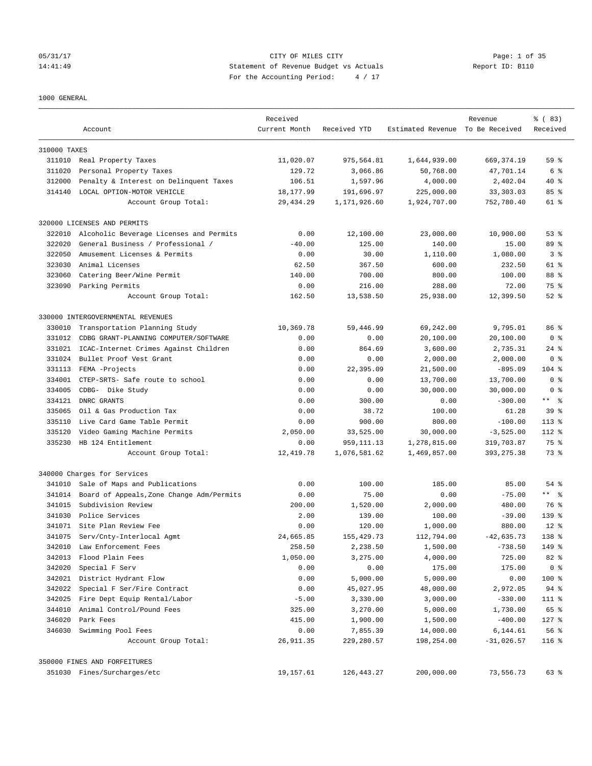CITY OF MILES CITY
Statement of Revenue Budget vs Actuals
For the Accounting Period: 4 / 17

05/31/17
14:41:49

Report ID: B110

1000 GENERAL

| | Account | Received Current Month | Received YTD | Estimated Revenue | Revenue To Be Received | % ( 83) Received |
|---|---|---|---|---|---|---|
| 310000 TAXES | | | | | | |
| 311010 | Real Property Taxes | 11,020.07 | 975,564.81 | 1,644,939.00 | 669,374.19 | 59 % |
| 311020 | Personal Property Taxes | 129.72 | 3,066.86 | 50,768.00 | 47,701.14 | 6 % |
| 312000 | Penalty & Interest on Delinquent Taxes | 106.51 | 1,597.96 | 4,000.00 | 2,402.04 | 40 % |
| 314140 | LOCAL OPTION-MOTOR VEHICLE | 18,177.99 | 191,696.97 | 225,000.00 | 33,303.03 | 85 % |
| | Account Group Total: | 29,434.29 | 1,171,926.60 | 1,924,707.00 | 752,780.40 | 61 % |
| 320000 LICENSES AND PERMITS | | | | | | |
| 322010 | Alcoholic Beverage Licenses and Permits | 0.00 | 12,100.00 | 23,000.00 | 10,900.00 | 53 % |
| 322020 | General Business / Professional / | -40.00 | 125.00 | 140.00 | 15.00 | 89 % |
| 322050 | Amusement Licenses & Permits | 0.00 | 30.00 | 1,110.00 | 1,080.00 | 3 % |
| 323030 | Animal Licenses | 62.50 | 367.50 | 600.00 | 232.50 | 61 % |
| 323060 | Catering Beer/Wine Permit | 140.00 | 700.00 | 800.00 | 100.00 | 88 % |
| 323090 | Parking Permits | 0.00 | 216.00 | 288.00 | 72.00 | 75 % |
| | Account Group Total: | 162.50 | 13,538.50 | 25,938.00 | 12,399.50 | 52 % |
| 330000 INTERGOVERNMENTAL REVENUES | | | | | | |
| 330010 | Transportation Planning Study | 10,369.78 | 59,446.99 | 69,242.00 | 9,795.01 | 86 % |
| 331012 | CDBG GRANT-PLANNING COMPUTER/SOFTWARE | 0.00 | 0.00 | 20,100.00 | 20,100.00 | 0 % |
| 331021 | ICAC-Internet Crimes Against Children | 0.00 | 864.69 | 3,600.00 | 2,735.31 | 24 % |
| 331024 | Bullet Proof Vest Grant | 0.00 | 0.00 | 2,000.00 | 2,000.00 | 0 % |
| 331113 | FEMA -Projects | 0.00 | 22,395.09 | 21,500.00 | -895.09 | 104 % |
| 334001 | CTEP-SRTS- Safe route to school | 0.00 | 0.00 | 13,700.00 | 13,700.00 | 0 % |
| 334005 | CDBG- Dike Study | 0.00 | 0.00 | 30,000.00 | 30,000.00 | 0 % |
| 334121 | DNRC GRANTS | 0.00 | 300.00 | 0.00 | -300.00 | ** % |
| 335065 | Oil & Gas Production Tax | 0.00 | 38.72 | 100.00 | 61.28 | 39 % |
| 335110 | Live Card Game Table Permit | 0.00 | 900.00 | 800.00 | -100.00 | 113 % |
| 335120 | Video Gaming Machine Permits | 2,050.00 | 33,525.00 | 30,000.00 | -3,525.00 | 112 % |
| 335230 | HB 124 Entitlement | 0.00 | 959,111.13 | 1,278,815.00 | 319,703.87 | 75 % |
| | Account Group Total: | 12,419.78 | 1,076,581.62 | 1,469,857.00 | 393,275.38 | 73 % |
| 340000 Charges for Services | | | | | | |
| 341010 | Sale of Maps and Publications | 0.00 | 100.00 | 185.00 | 85.00 | 54 % |
| 341014 | Board of Appeals,Zone Change Adm/Permits | 0.00 | 75.00 | 0.00 | -75.00 | ** % |
| 341015 | Subdivision Review | 200.00 | 1,520.00 | 2,000.00 | 480.00 | 76 % |
| 341030 | Police Services | 2.00 | 139.00 | 100.00 | -39.00 | 139 % |
| 341071 | Site Plan Review Fee | 0.00 | 120.00 | 1,000.00 | 880.00 | 12 % |
| 341075 | Serv/Cnty-Interlocal Agmt | 24,665.85 | 155,429.73 | 112,794.00 | -42,635.73 | 138 % |
| 342010 | Law Enforcement Fees | 258.50 | 2,238.50 | 1,500.00 | -738.50 | 149 % |
| 342013 | Flood Plain Fees | 1,050.00 | 3,275.00 | 4,000.00 | 725.00 | 82 % |
| 342020 | Special F Serv | 0.00 | 0.00 | 175.00 | 175.00 | 0 % |
| 342021 | District Hydrant Flow | 0.00 | 5,000.00 | 5,000.00 | 0.00 | 100 % |
| 342022 | Special F Ser/Fire Contract | 0.00 | 45,027.95 | 48,000.00 | 2,972.05 | 94 % |
| 342025 | Fire Dept Equip Rental/Labor | -5.00 | 3,330.00 | 3,000.00 | -330.00 | 111 % |
| 344010 | Animal Control/Pound Fees | 325.00 | 3,270.00 | 5,000.00 | 1,730.00 | 65 % |
| 346020 | Park Fees | 415.00 | 1,900.00 | 1,500.00 | -400.00 | 127 % |
| 346030 | Swimming Pool Fees | 0.00 | 7,855.39 | 14,000.00 | 6,144.61 | 56 % |
| | Account Group Total: | 26,911.35 | 229,280.57 | 198,254.00 | -31,026.57 | 116 % |
| 350000 FINES AND FORFEITURES | | | | | | |
| 351030 | Fines/Surcharges/etc | 19,157.61 | 126,443.27 | 200,000.00 | 73,556.73 | 63 % |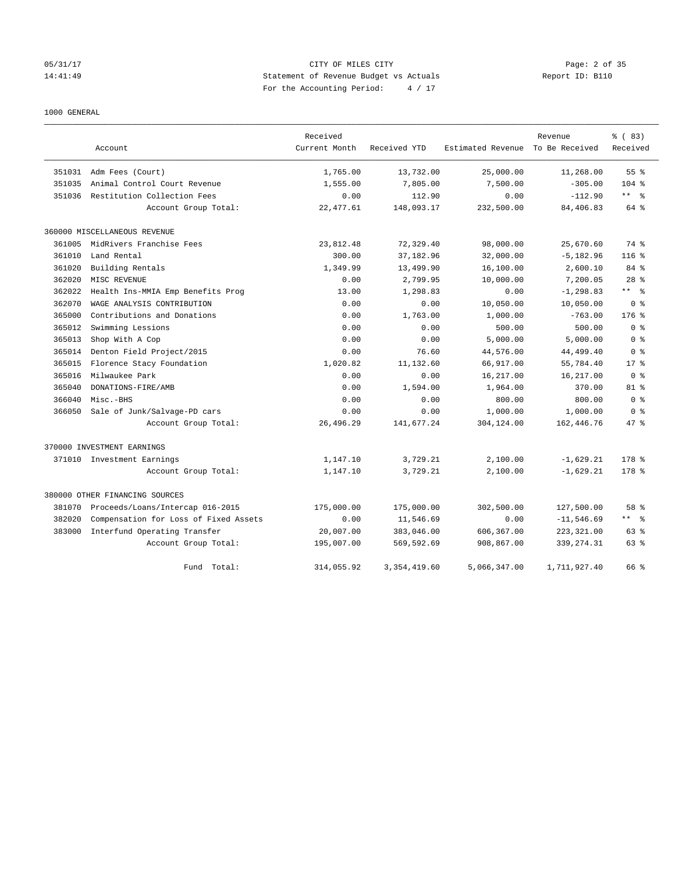CITY OF MILES CITY
Statement of Revenue Budget vs Actuals
For the Accounting Period: 4 / 17

05/31/17
14:41:49

Report ID: B110

1000 GENERAL

| | Account | Received Current Month | Received YTD | Estimated Revenue | Revenue To Be Received | % ( 83) Received |
|---|---|---|---|---|---|---|
| 351031 | Adm Fees (Court) | 1,765.00 | 13,732.00 | 25,000.00 | 11,268.00 | 55 % |
| 351035 | Animal Control Court Revenue | 1,555.00 | 7,805.00 | 7,500.00 | -305.00 | 104 % |
| 351036 | Restitution Collection Fees | 0.00 | 112.90 | 0.00 | -112.90 | ** % |
| | Account Group Total: | 22,477.61 | 148,093.17 | 232,500.00 | 84,406.83 | 64 % |
| 360000 MISCELLANEOUS REVENUE | | | | | | |
| 361005 | MidRivers Franchise Fees | 23,812.48 | 72,329.40 | 98,000.00 | 25,670.60 | 74 % |
| 361010 | Land Rental | 300.00 | 37,182.96 | 32,000.00 | -5,182.96 | 116 % |
| 361020 | Building Rentals | 1,349.99 | 13,499.90 | 16,100.00 | 2,600.10 | 84 % |
| 362020 | MISC REVENUE | 0.00 | 2,799.95 | 10,000.00 | 7,200.05 | 28 % |
| 362022 | Health Ins-MMIA Emp Benefits Prog | 13.00 | 1,298.83 | 0.00 | -1,298.83 | ** % |
| 362070 | WAGE ANALYSIS CONTRIBUTION | 0.00 | 0.00 | 10,050.00 | 10,050.00 | 0 % |
| 365000 | Contributions and Donations | 0.00 | 1,763.00 | 1,000.00 | -763.00 | 176 % |
| 365012 | Swimming Lessions | 0.00 | 0.00 | 500.00 | 500.00 | 0 % |
| 365013 | Shop With A Cop | 0.00 | 0.00 | 5,000.00 | 5,000.00 | 0 % |
| 365014 | Denton Field Project/2015 | 0.00 | 76.60 | 44,576.00 | 44,499.40 | 0 % |
| 365015 | Florence Stacy Foundation | 1,020.82 | 11,132.60 | 66,917.00 | 55,784.40 | 17 % |
| 365016 | Milwaukee Park | 0.00 | 0.00 | 16,217.00 | 16,217.00 | 0 % |
| 365040 | DONATIONS-FIRE/AMB | 0.00 | 1,594.00 | 1,964.00 | 370.00 | 81 % |
| 366040 | Misc.-BHS | 0.00 | 0.00 | 800.00 | 800.00 | 0 % |
| 366050 | Sale of Junk/Salvage-PD cars | 0.00 | 0.00 | 1,000.00 | 1,000.00 | 0 % |
| | Account Group Total: | 26,496.29 | 141,677.24 | 304,124.00 | 162,446.76 | 47 % |
| 370000 INVESTMENT EARNINGS | | | | | | |
| 371010 | Investment Earnings | 1,147.10 | 3,729.21 | 2,100.00 | -1,629.21 | 178 % |
| | Account Group Total: | 1,147.10 | 3,729.21 | 2,100.00 | -1,629.21 | 178 % |
| 380000 OTHER FINANCING SOURCES | | | | | | |
| 381070 | Proceeds/Loans/Intercap 016-2015 | 175,000.00 | 175,000.00 | 302,500.00 | 127,500.00 | 58 % |
| 382020 | Compensation for Loss of Fixed Assets | 0.00 | 11,546.69 | 0.00 | -11,546.69 | ** % |
| 383000 | Interfund Operating Transfer | 20,007.00 | 383,046.00 | 606,367.00 | 223,321.00 | 63 % |
| | Account Group Total: | 195,007.00 | 569,592.69 | 908,867.00 | 339,274.31 | 63 % |
| | Fund Total: | 314,055.92 | 3,354,419.60 | 5,066,347.00 | 1,711,927.40 | 66 % |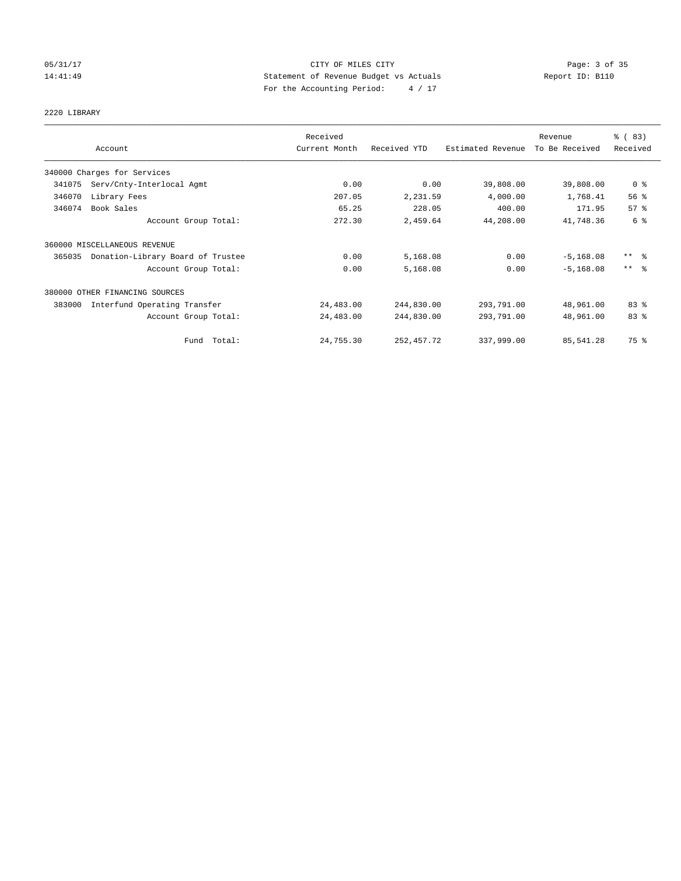CITY OF MILES CITY
Statement of Revenue Budget vs Actuals
For the Accounting Period: 4 / 17

05/31/17
14:41:49

Report ID: B110

## 2220 LIBRARY

| Account | Received Current Month | Received YTD | Estimated Revenue | Revenue To Be Received | % ( 83) Received |
|---|---|---|---|---|---|
| 340000 Charges for Services | | | | | |
| 341075 Serv/Cnty-Interlocal Agmt | 0.00 | 0.00 | 39,808.00 | 39,808.00 | 0 % |
| 346070 Library Fees | 207.05 | 2,231.59 | 4,000.00 | 1,768.41 | 56 % |
| 346074 Book Sales | 65.25 | 228.05 | 400.00 | 171.95 | 57 % |
| Account Group Total: | 272.30 | 2,459.64 | 44,208.00 | 41,748.36 | 6 % |
| 360000 MISCELLANEOUS REVENUE | | | | | |
| 365035 Donation-Library Board of Trustee | 0.00 | 5,168.08 | 0.00 | -5,168.08 | ** % |
| Account Group Total: | 0.00 | 5,168.08 | 0.00 | -5,168.08 | ** % |
| 380000 OTHER FINANCING SOURCES | | | | | |
| 383000 Interfund Operating Transfer | 24,483.00 | 244,830.00 | 293,791.00 | 48,961.00 | 83 % |
| Account Group Total: | 24,483.00 | 244,830.00 | 293,791.00 | 48,961.00 | 83 % |
| Fund Total: | 24,755.30 | 252,457.72 | 337,999.00 | 85,541.28 | 75 % |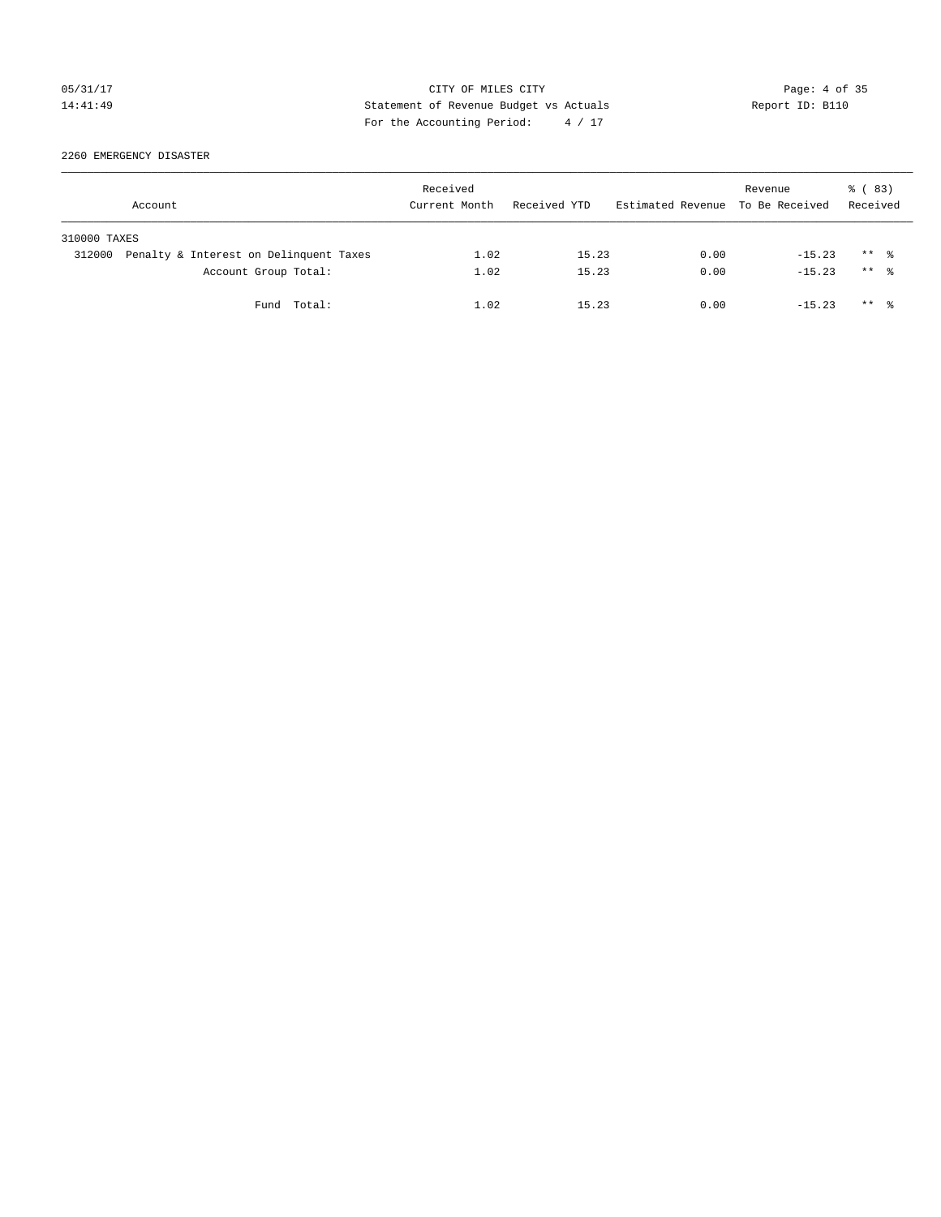CITY OF MILES CITY

Statement of Revenue Budget vs Actuals

For the Accounting Period: 4 / 17

05/31/17
14:41:49

Report ID: B110

2260 EMERGENCY DISASTER

| Account | Received Current Month | Received YTD | Estimated Revenue | Revenue To Be Received | % ( 83) Received |
|---|---|---|---|---|---|
| 310000 TAXES | | | | | |
| 312000 Penalty & Interest on Delinquent Taxes | 1.02 | 15.23 | 0.00 | -15.23 | ** % |
| Account Group Total: | 1.02 | 15.23 | 0.00 | -15.23 | ** % |
| Fund Total: | 1.02 | 15.23 | 0.00 | -15.23 | ** % |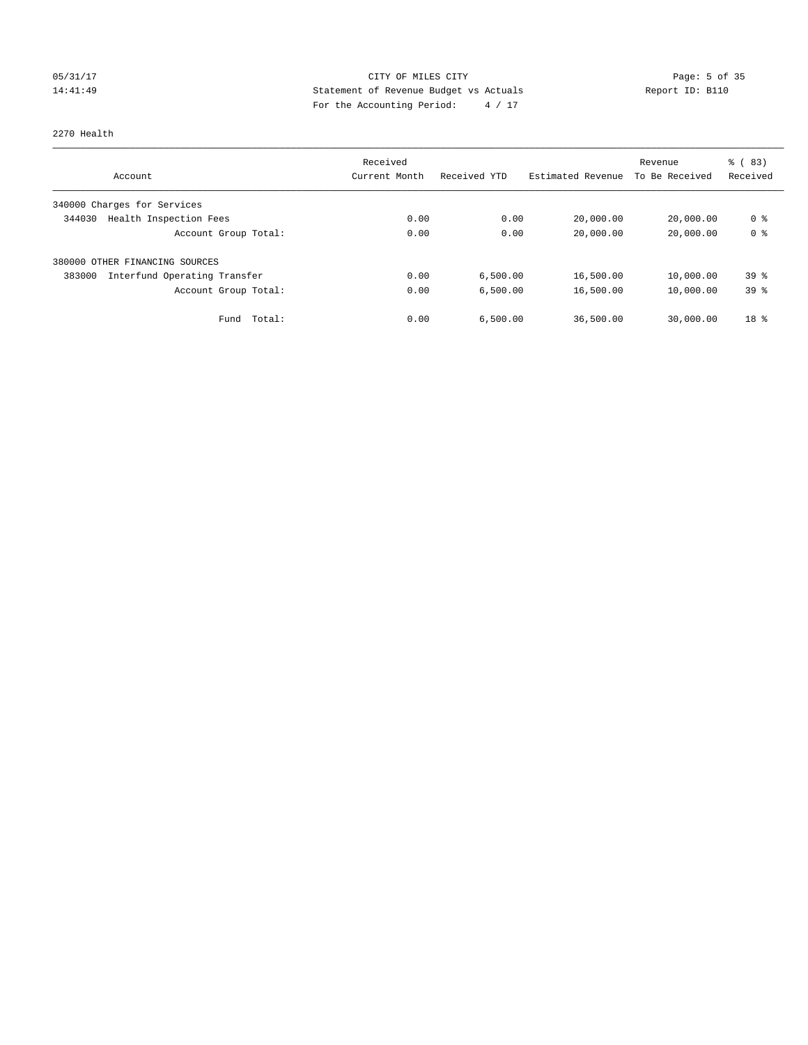CITY OF MILES CITY
Statement of Revenue Budget vs Actuals
For the Accounting Period: 4 / 17

05/31/17
14:41:49

Report ID: B110

2270 Health

| Account | Received Current Month | Received YTD | Estimated Revenue | Revenue To Be Received | % ( 83) Received |
|---|---|---|---|---|---|
| 340000 Charges for Services | | | | | |
| 344030 Health Inspection Fees | 0.00 | 0.00 | 20,000.00 | 20,000.00 | 0 % |
| Account Group Total: | 0.00 | 0.00 | 20,000.00 | 20,000.00 | 0 % |
| 380000 OTHER FINANCING SOURCES | | | | | |
| 383000 Interfund Operating Transfer | 0.00 | 6,500.00 | 16,500.00 | 10,000.00 | 39 % |
| Account Group Total: | 0.00 | 6,500.00 | 16,500.00 | 10,000.00 | 39 % |
| Fund Total: | 0.00 | 6,500.00 | 36,500.00 | 30,000.00 | 18 % |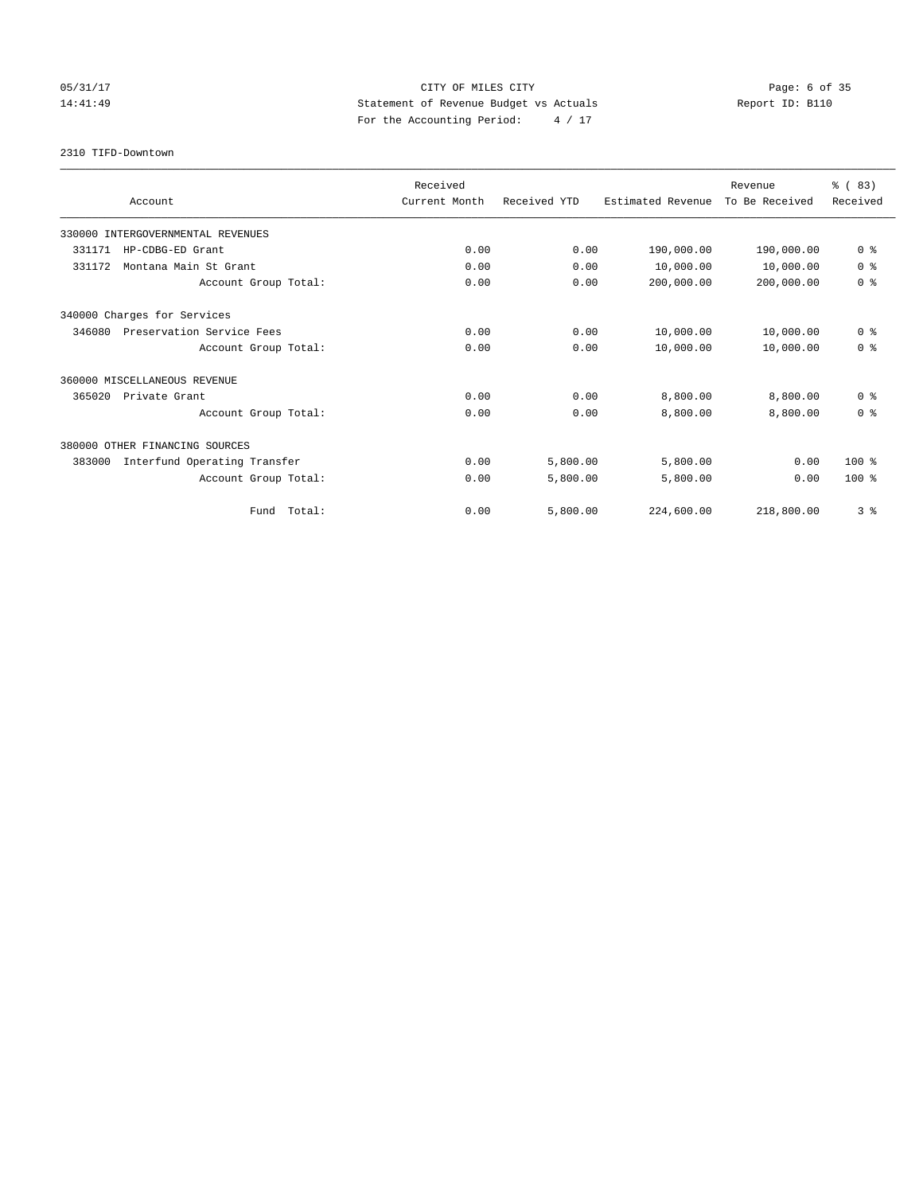CITY OF MILES CITY
Statement of Revenue Budget vs Actuals
For the Accounting Period: 4 / 17

05/31/17
14:41:49

Report ID: B110

2310 TIFD-Downtown

| Account | Received Current Month | Received YTD | Estimated Revenue | Revenue To Be Received | % ( 83) Received |
|---|---|---|---|---|---|
| 330000 INTERGOVERNMENTAL REVENUES | | | | | |
| 331171 HP-CDBG-ED Grant | 0.00 | 0.00 | 190,000.00 | 190,000.00 | 0 % |
| 331172 Montana Main St Grant | 0.00 | 0.00 | 10,000.00 | 10,000.00 | 0 % |
| Account Group Total: | 0.00 | 0.00 | 200,000.00 | 200,000.00 | 0 % |
| 340000 Charges for Services | | | | | |
| 346080 Preservation Service Fees | 0.00 | 0.00 | 10,000.00 | 10,000.00 | 0 % |
| Account Group Total: | 0.00 | 0.00 | 10,000.00 | 10,000.00 | 0 % |
| 360000 MISCELLANEOUS REVENUE | | | | | |
| 365020 Private Grant | 0.00 | 0.00 | 8,800.00 | 8,800.00 | 0 % |
| Account Group Total: | 0.00 | 0.00 | 8,800.00 | 8,800.00 | 0 % |
| 380000 OTHER FINANCING SOURCES | | | | | |
| 383000 Interfund Operating Transfer | 0.00 | 5,800.00 | 5,800.00 | 0.00 | 100 % |
| Account Group Total: | 0.00 | 5,800.00 | 5,800.00 | 0.00 | 100 % |
| Fund Total: | 0.00 | 5,800.00 | 224,600.00 | 218,800.00 | 3 % |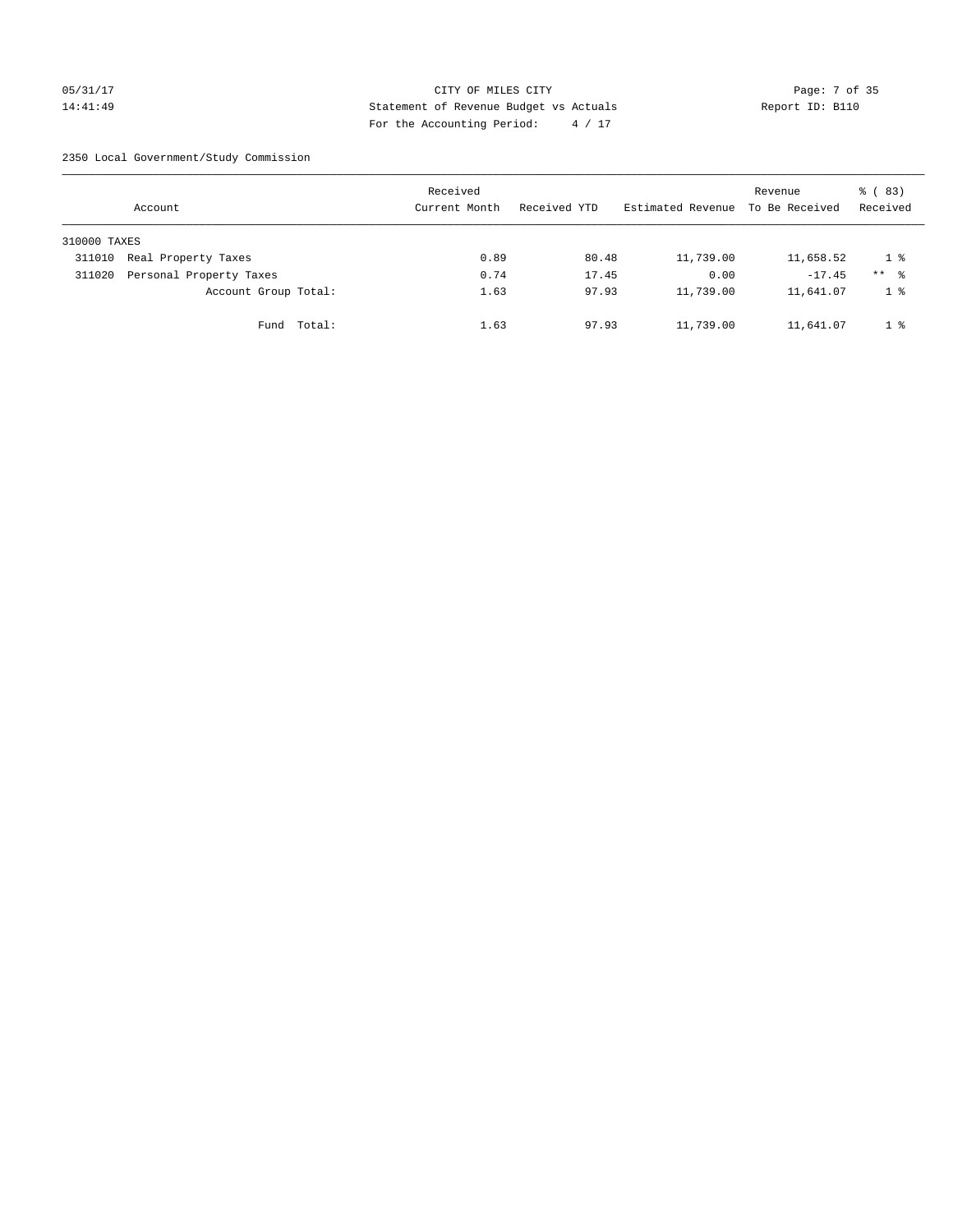CITY OF MILES CITY
Statement of Revenue Budget vs Actuals
For the Accounting Period: 4 / 17

05/31/17
14:41:49

Report ID: B110

2350 Local Government/Study Commission

| Account | Received Current Month | Received YTD | Estimated Revenue | Revenue To Be Received | % ( 83) Received |
|---|---|---|---|---|---|
| 310000 TAXES | | | | | |
| 311010 Real Property Taxes | 0.89 | 80.48 | 11,739.00 | 11,658.52 | 1 % |
| 311020 Personal Property Taxes | 0.74 | 17.45 | 0.00 | -17.45 | ** % |
| Account Group Total: | 1.63 | 97.93 | 11,739.00 | 11,641.07 | 1 % |
| Fund Total: | 1.63 | 97.93 | 11,739.00 | 11,641.07 | 1 % |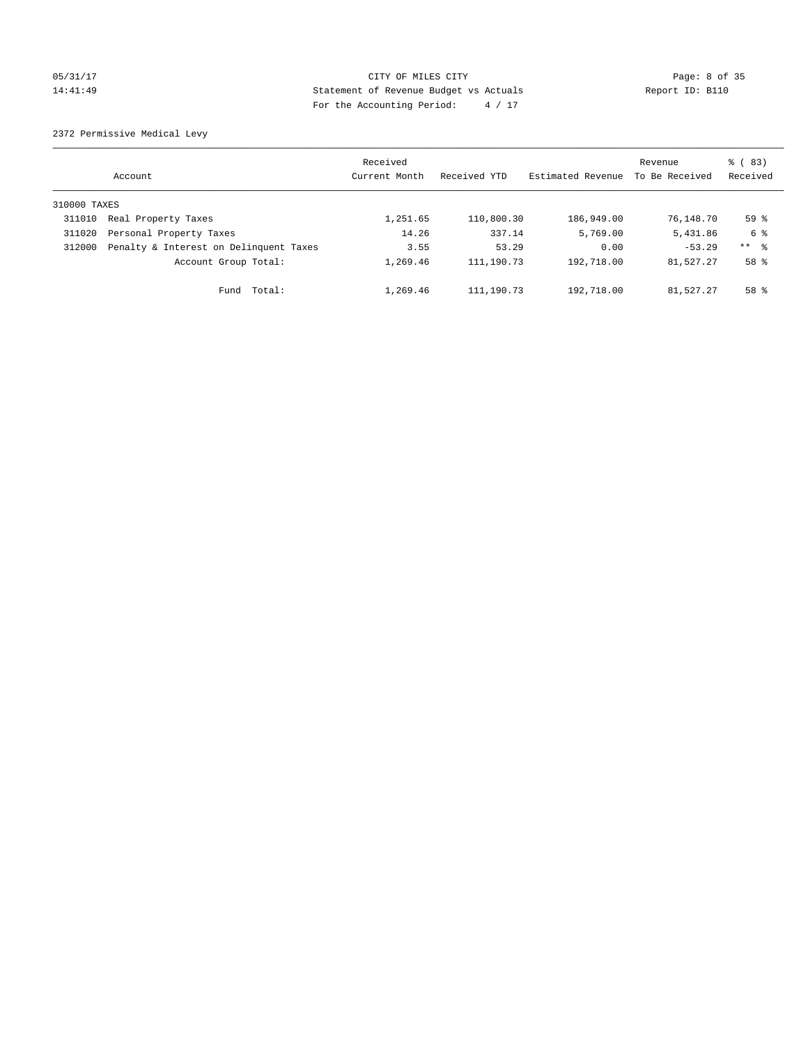CITY OF MILES CITY

Statement of Revenue Budget vs Actuals

For the Accounting Period: 4 / 17

05/31/17 14:41:49 Report ID: B110

2372 Permissive Medical Levy

| Account | | Received Current Month | Received YTD | Estimated Revenue | Revenue To Be Received | % ( 83) Received |
|---|---|---|---|---|---|---|
| 310000 TAXES | | | | | | |
| 311010 | Real Property Taxes | 1,251.65 | 110,800.30 | 186,949.00 | 76,148.70 | 59 % |
| 311020 | Personal Property Taxes | 14.26 | 337.14 | 5,769.00 | 5,431.86 | 6 % |
| 312000 | Penalty & Interest on Delinquent Taxes | 3.55 | 53.29 | 0.00 | -53.29 | ** % |
| | Account Group Total: | 1,269.46 | 111,190.73 | 192,718.00 | 81,527.27 | 58 % |
| | Fund Total: | 1,269.46 | 111,190.73 | 192,718.00 | 81,527.27 | 58 % |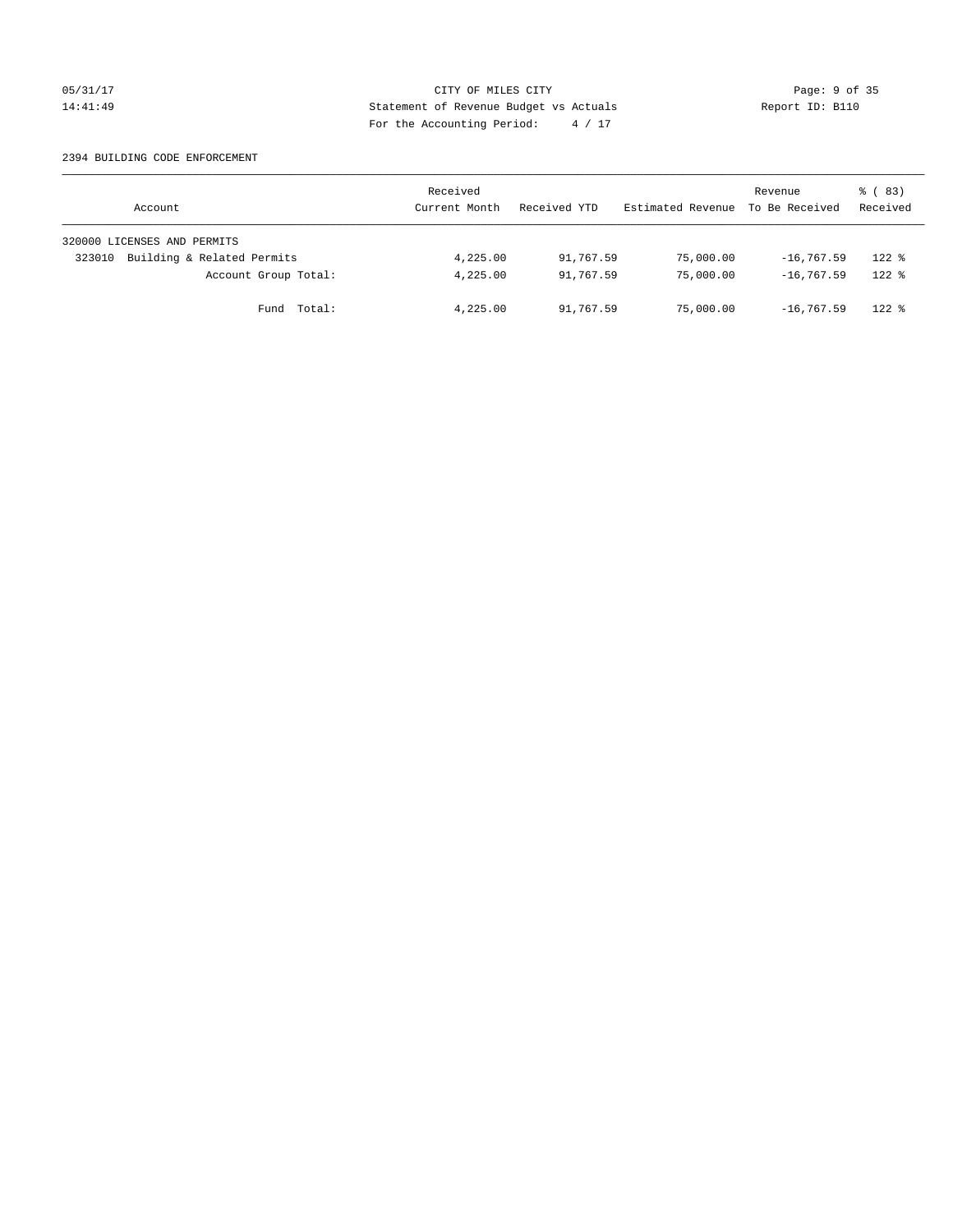CITY OF MILES CITY
Statement of Revenue Budget vs Actuals
For the Accounting Period: 4 / 17

05/31/17
14:41:49

Report ID: B110

2394 BUILDING CODE ENFORCEMENT

| Account | Received Current Month | Received YTD | Estimated Revenue | Revenue To Be Received | % ( 83) Received |
|---|---|---|---|---|---|
| 320000 LICENSES AND PERMITS | | | | | |
| 323010 Building & Related Permits | 4,225.00 | 91,767.59 | 75,000.00 | -16,767.59 | 122 % |
| Account Group Total: | 4,225.00 | 91,767.59 | 75,000.00 | -16,767.59 | 122 % |
| Fund Total: | 4,225.00 | 91,767.59 | 75,000.00 | -16,767.59 | 122 % |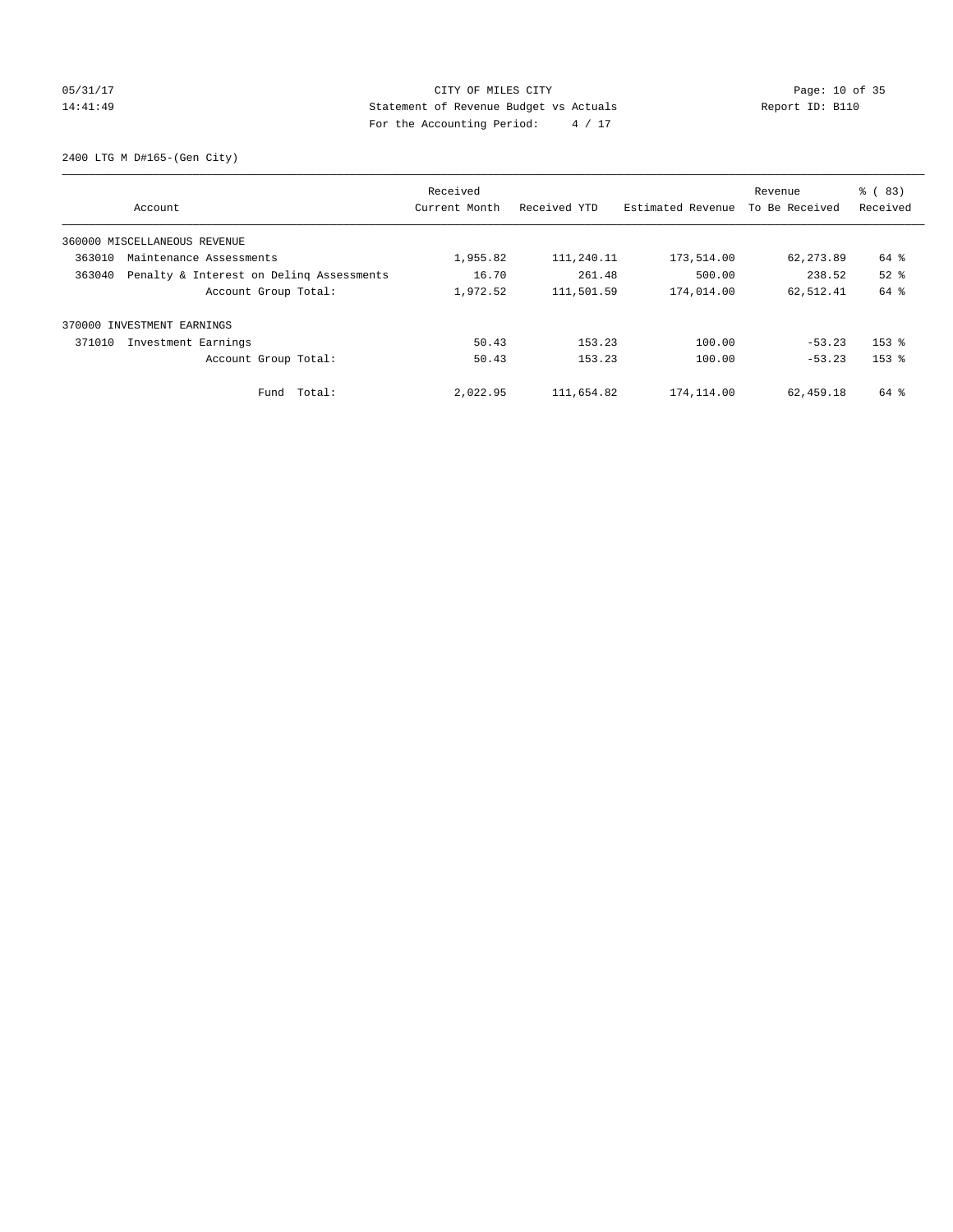CITY OF MILES CITY
Statement of Revenue Budget vs Actuals
For the Accounting Period: 4 / 17

05/31/17
14:41:49

Report ID: B110

2400 LTG M D#165-(Gen City)

| Account | Received Current Month | Received YTD | Estimated Revenue | Revenue To Be Received | % ( 83) Received |
|---|---|---|---|---|---|
| 360000 MISCELLANEOUS REVENUE | | | | | |
| 363010 Maintenance Assessments | 1,955.82 | 111,240.11 | 173,514.00 | 62,273.89 | 64 % |
| 363040 Penalty & Interest on Delinq Assessments | 16.70 | 261.48 | 500.00 | 238.52 | 52 % |
| Account Group Total: | 1,972.52 | 111,501.59 | 174,014.00 | 62,512.41 | 64 % |
| 370000 INVESTMENT EARNINGS | | | | | |
| 371010 Investment Earnings | 50.43 | 153.23 | 100.00 | -53.23 | 153 % |
| Account Group Total: | 50.43 | 153.23 | 100.00 | -53.23 | 153 % |
| Fund Total: | 2,022.95 | 111,654.82 | 174,114.00 | 62,459.18 | 64 % |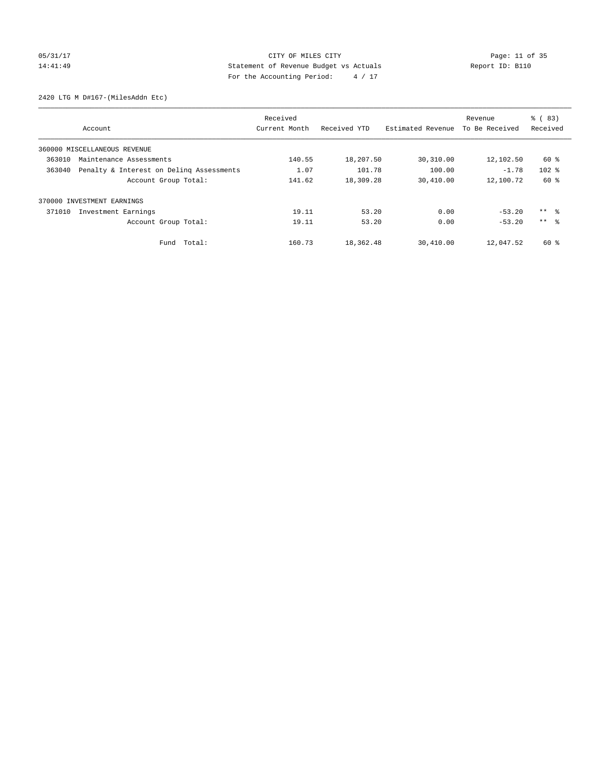CITY OF MILES CITY
Statement of Revenue Budget vs Actuals
For the Accounting Period: 4 / 17

05/31/17
14:41:49

Report ID: B110

2420 LTG M D#167-(MilesAddn Etc)

| Account | Received Current Month | Received YTD | Estimated Revenue | Revenue To Be Received | % ( 83) Received |
|---|---|---|---|---|---|
| 360000 MISCELLANEOUS REVENUE | | | | | |
| 363010 Maintenance Assessments | 140.55 | 18,207.50 | 30,310.00 | 12,102.50 | 60 % |
| 363040 Penalty & Interest on Delinq Assessments | 1.07 | 101.78 | 100.00 | -1.78 | 102 % |
| Account Group Total: | 141.62 | 18,309.28 | 30,410.00 | 12,100.72 | 60 % |
| 370000 INVESTMENT EARNINGS | | | | | |
| 371010 Investment Earnings | 19.11 | 53.20 | 0.00 | -53.20 | ** % |
| Account Group Total: | 19.11 | 53.20 | 0.00 | -53.20 | ** % |
| Fund Total: | 160.73 | 18,362.48 | 30,410.00 | 12,047.52 | 60 % |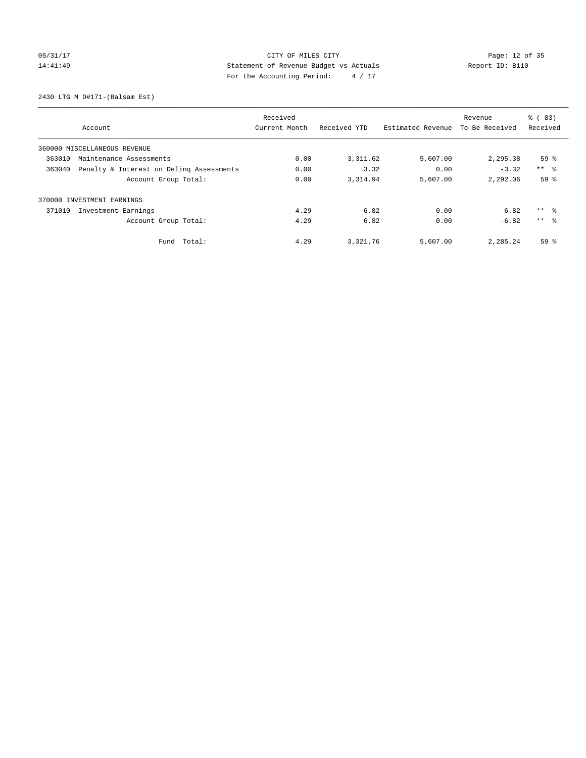CITY OF MILES CITY
Statement of Revenue Budget vs Actuals
For the Accounting Period: 4 / 17

05/31/17
14:41:49

Report ID: B110

2430 LTG M D#171-(Balsam Est)

| Account | Received Current Month | Received YTD | Estimated Revenue | Revenue To Be Received | % ( 83) Received |
|---|---|---|---|---|---|
| 360000 MISCELLANEOUS REVENUE | | | | | |
| 363010 Maintenance Assessments | 0.00 | 3,311.62 | 5,607.00 | 2,295.38 | 59 % |
| 363040 Penalty & Interest on Delinq Assessments | 0.00 | 3.32 | 0.00 | -3.32 | ** % |
| Account Group Total: | 0.00 | 3,314.94 | 5,607.00 | 2,292.06 | 59 % |
| 370000 INVESTMENT EARNINGS | | | | | |
| 371010 Investment Earnings | 4.29 | 6.82 | 0.00 | -6.82 | ** % |
| Account Group Total: | 4.29 | 6.82 | 0.00 | -6.82 | ** % |
| Fund Total: | 4.29 | 3,321.76 | 5,607.00 | 2,285.24 | 59 % |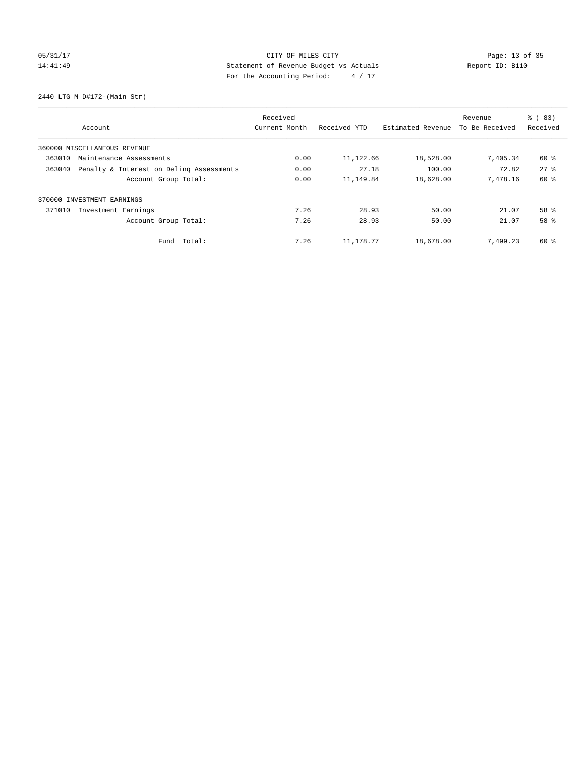CITY OF MILES CITY
Statement of Revenue Budget vs Actuals
For the Accounting Period: 4 / 17

05/31/17
14:41:49

Report ID: B110

2440 LTG M D#172-(Main Str)

| Account | Received Current Month | Received YTD | Estimated Revenue | Revenue To Be Received | % ( 83) Received |
|---|---|---|---|---|---|
| 360000 MISCELLANEOUS REVENUE | | | | | |
| 363010 Maintenance Assessments | 0.00 | 11,122.66 | 18,528.00 | 7,405.34 | 60 % |
| 363040 Penalty & Interest on Delinq Assessments | 0.00 | 27.18 | 100.00 | 72.82 | 27 % |
| Account Group Total: | 0.00 | 11,149.84 | 18,628.00 | 7,478.16 | 60 % |
| 370000 INVESTMENT EARNINGS | | | | | |
| 371010 Investment Earnings | 7.26 | 28.93 | 50.00 | 21.07 | 58 % |
| Account Group Total: | 7.26 | 28.93 | 50.00 | 21.07 | 58 % |
| Fund Total: | 7.26 | 11,178.77 | 18,678.00 | 7,499.23 | 60 % |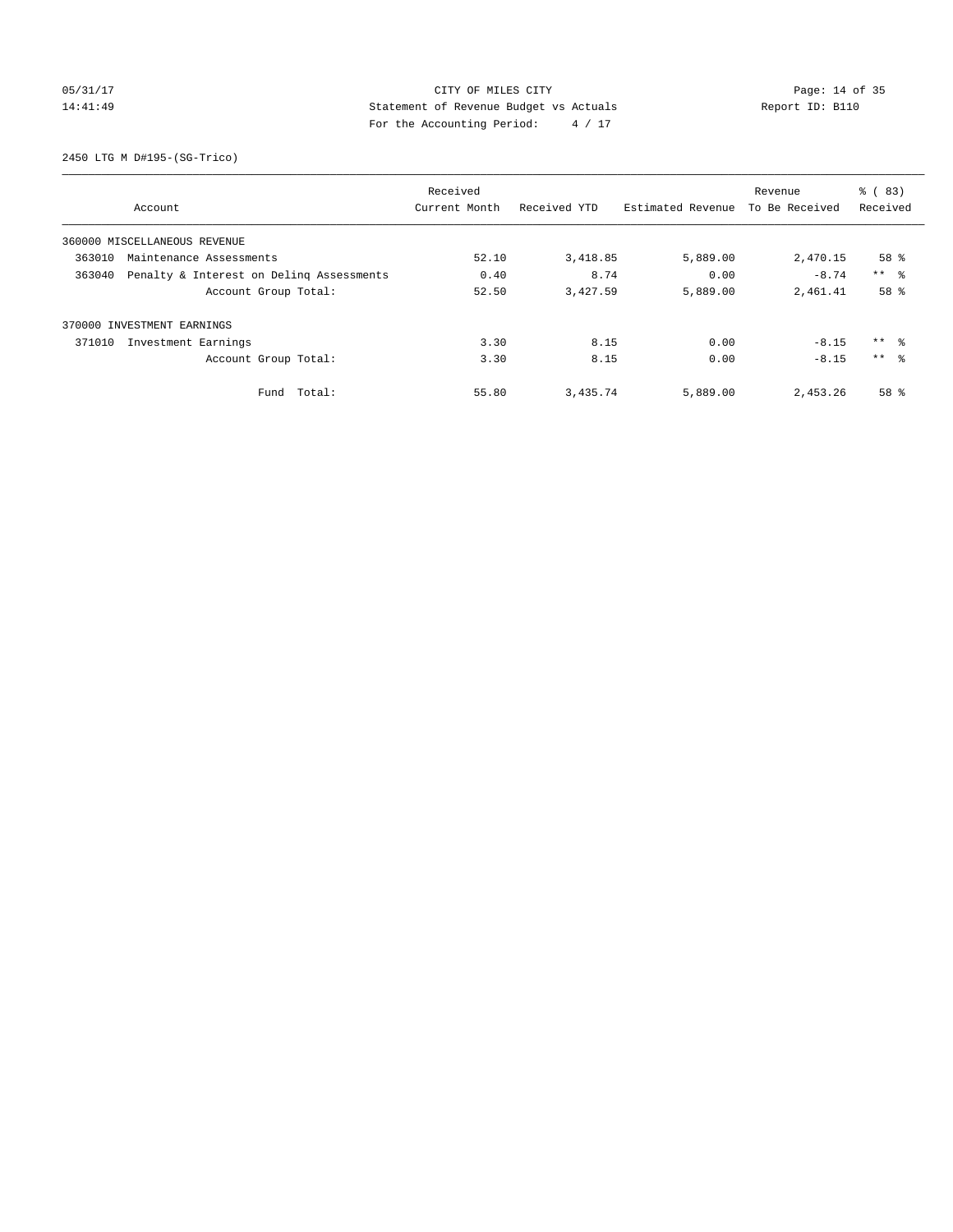CITY OF MILES CITY
Statement of Revenue Budget vs Actuals
For the Accounting Period: 4 / 17

05/31/17
14:41:49

Report ID: B110

2450 LTG M D#195-(SG-Trico)

| Account | Received Current Month | Received YTD | Estimated Revenue | Revenue To Be Received | % ( 83) Received |
|---|---|---|---|---|---|
| 360000 MISCELLANEOUS REVENUE | | | | | |
| 363010 Maintenance Assessments | 52.10 | 3,418.85 | 5,889.00 | 2,470.15 | 58 % |
| 363040 Penalty & Interest on Delinq Assessments | 0.40 | 8.74 | 0.00 | -8.74 | ** % |
| Account Group Total: | 52.50 | 3,427.59 | 5,889.00 | 2,461.41 | 58 % |
| 370000 INVESTMENT EARNINGS | | | | | |
| 371010 Investment Earnings | 3.30 | 8.15 | 0.00 | -8.15 | ** % |
| Account Group Total: | 3.30 | 8.15 | 0.00 | -8.15 | ** % |
| Fund Total: | 55.80 | 3,435.74 | 5,889.00 | 2,453.26 | 58 % |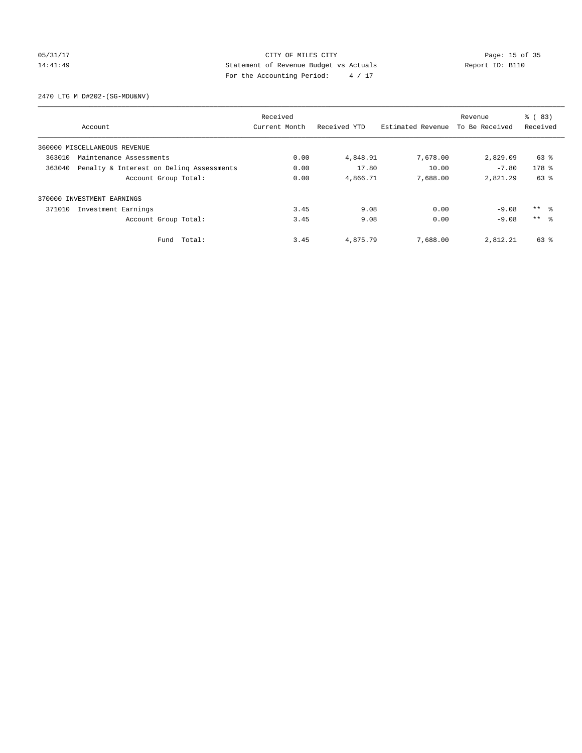CITY OF MILES CITY

Statement of Revenue Budget vs Actuals

For the Accounting Period: 4 / 17

05/31/17 14:41:49 — Report ID: B110

2470 LTG M D#202-(SG-MDU&NV)

| Account | Received Current Month | Received YTD | Estimated Revenue | Revenue To Be Received | % ( 83) Received |
|---|---|---|---|---|---|
| 360000 MISCELLANEOUS REVENUE | | | | | |
| 363010 Maintenance Assessments | 0.00 | 4,848.91 | 7,678.00 | 2,829.09 | 63 % |
| 363040 Penalty & Interest on Delinq Assessments | 0.00 | 17.80 | 10.00 | -7.80 | 178 % |
| Account Group Total: | 0.00 | 4,866.71 | 7,688.00 | 2,821.29 | 63 % |
| 370000 INVESTMENT EARNINGS | | | | | |
| 371010 Investment Earnings | 3.45 | 9.08 | 0.00 | -9.08 | ** % |
| Account Group Total: | 3.45 | 9.08 | 0.00 | -9.08 | ** % |
| Fund Total: | 3.45 | 4,875.79 | 7,688.00 | 2,812.21 | 63 % |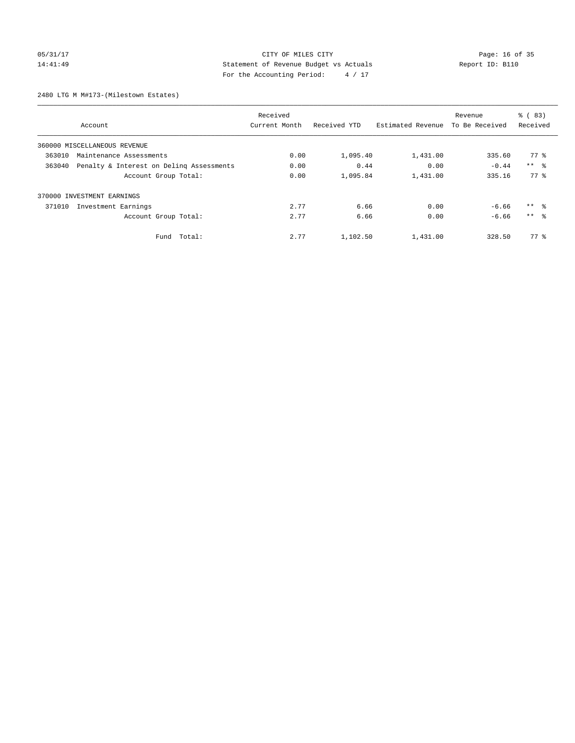CITY OF MILES CITY
Statement of Revenue Budget vs Actuals
For the Accounting Period: 4 / 17

05/31/17
14:41:49

Report ID: B110

2480 LTG M M#173-(Milestown Estates)

| Account | Received Current Month | Received YTD | Estimated Revenue | Revenue To Be Received | % ( 83) Received |
|---|---|---|---|---|---|
| 360000 MISCELLANEOUS REVENUE | | | | | |
| 363010 Maintenance Assessments | 0.00 | 1,095.40 | 1,431.00 | 335.60 | 77 % |
| 363040 Penalty & Interest on Delinq Assessments | 0.00 | 0.44 | 0.00 | -0.44 | ** % |
| Account Group Total: | 0.00 | 1,095.84 | 1,431.00 | 335.16 | 77 % |
| 370000 INVESTMENT EARNINGS | | | | | |
| 371010 Investment Earnings | 2.77 | 6.66 | 0.00 | -6.66 | ** % |
| Account Group Total: | 2.77 | 6.66 | 0.00 | -6.66 | ** % |
| Fund Total: | 2.77 | 1,102.50 | 1,431.00 | 328.50 | 77 % |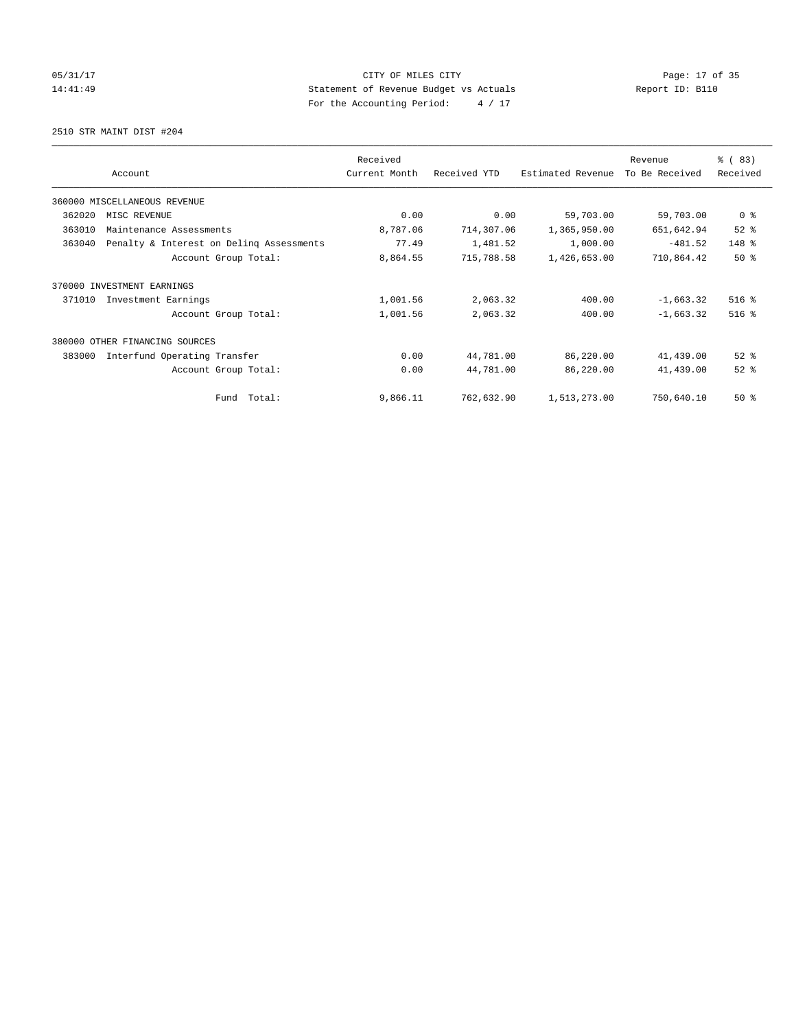CITY OF MILES CITY

Statement of Revenue Budget vs Actuals

For the Accounting Period: 4 / 17

05/31/17
14:41:49

Report ID: B110

2510 STR MAINT DIST #204

| Account | Received Current Month | Received YTD | Estimated Revenue | Revenue To Be Received | % ( 83) Received |
|---|---|---|---|---|---|
| 360000 MISCELLANEOUS REVENUE | | | | | |
| 362020 MISC REVENUE | 0.00 | 0.00 | 59,703.00 | 59,703.00 | 0 % |
| 363010 Maintenance Assessments | 8,787.06 | 714,307.06 | 1,365,950.00 | 651,642.94 | 52 % |
| 363040 Penalty & Interest on Delinq Assessments | 77.49 | 1,481.52 | 1,000.00 | -481.52 | 148 % |
| Account Group Total: | 8,864.55 | 715,788.58 | 1,426,653.00 | 710,864.42 | 50 % |
| 370000 INVESTMENT EARNINGS | | | | | |
| 371010 Investment Earnings | 1,001.56 | 2,063.32 | 400.00 | -1,663.32 | 516 % |
| Account Group Total: | 1,001.56 | 2,063.32 | 400.00 | -1,663.32 | 516 % |
| 380000 OTHER FINANCING SOURCES | | | | | |
| 383000 Interfund Operating Transfer | 0.00 | 44,781.00 | 86,220.00 | 41,439.00 | 52 % |
| Account Group Total: | 0.00 | 44,781.00 | 86,220.00 | 41,439.00 | 52 % |
| Fund Total: | 9,866.11 | 762,632.90 | 1,513,273.00 | 750,640.10 | 50 % |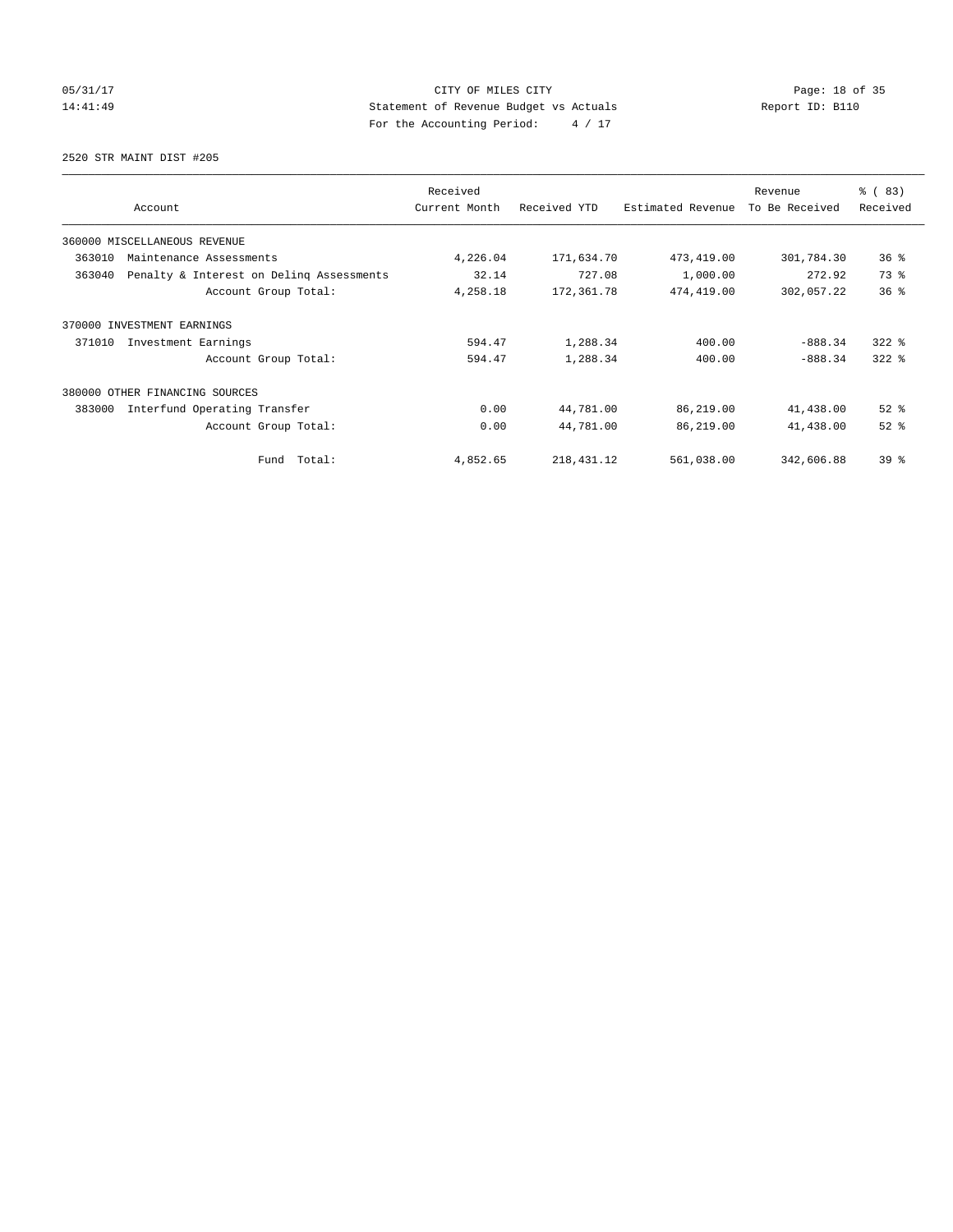CITY OF MILES CITY
Statement of Revenue Budget vs Actuals
For the Accounting Period: 4 / 17

05/31/17
14:41:49

Report ID: B110

2520 STR MAINT DIST #205

| Account | Received Current Month | Received YTD | Estimated Revenue | Revenue To Be Received | % ( 83) Received |
|---|---|---|---|---|---|
| 360000 MISCELLANEOUS REVENUE | | | | | |
| 363010 Maintenance Assessments | 4,226.04 | 171,634.70 | 473,419.00 | 301,784.30 | 36 % |
| 363040 Penalty & Interest on Delinq Assessments | 32.14 | 727.08 | 1,000.00 | 272.92 | 73 % |
| Account Group Total: | 4,258.18 | 172,361.78 | 474,419.00 | 302,057.22 | 36 % |
| 370000 INVESTMENT EARNINGS | | | | | |
| 371010 Investment Earnings | 594.47 | 1,288.34 | 400.00 | -888.34 | 322 % |
| Account Group Total: | 594.47 | 1,288.34 | 400.00 | -888.34 | 322 % |
| 380000 OTHER FINANCING SOURCES | | | | | |
| 383000 Interfund Operating Transfer | 0.00 | 44,781.00 | 86,219.00 | 41,438.00 | 52 % |
| Account Group Total: | 0.00 | 44,781.00 | 86,219.00 | 41,438.00 | 52 % |
| Fund Total: | 4,852.65 | 218,431.12 | 561,038.00 | 342,606.88 | 39 % |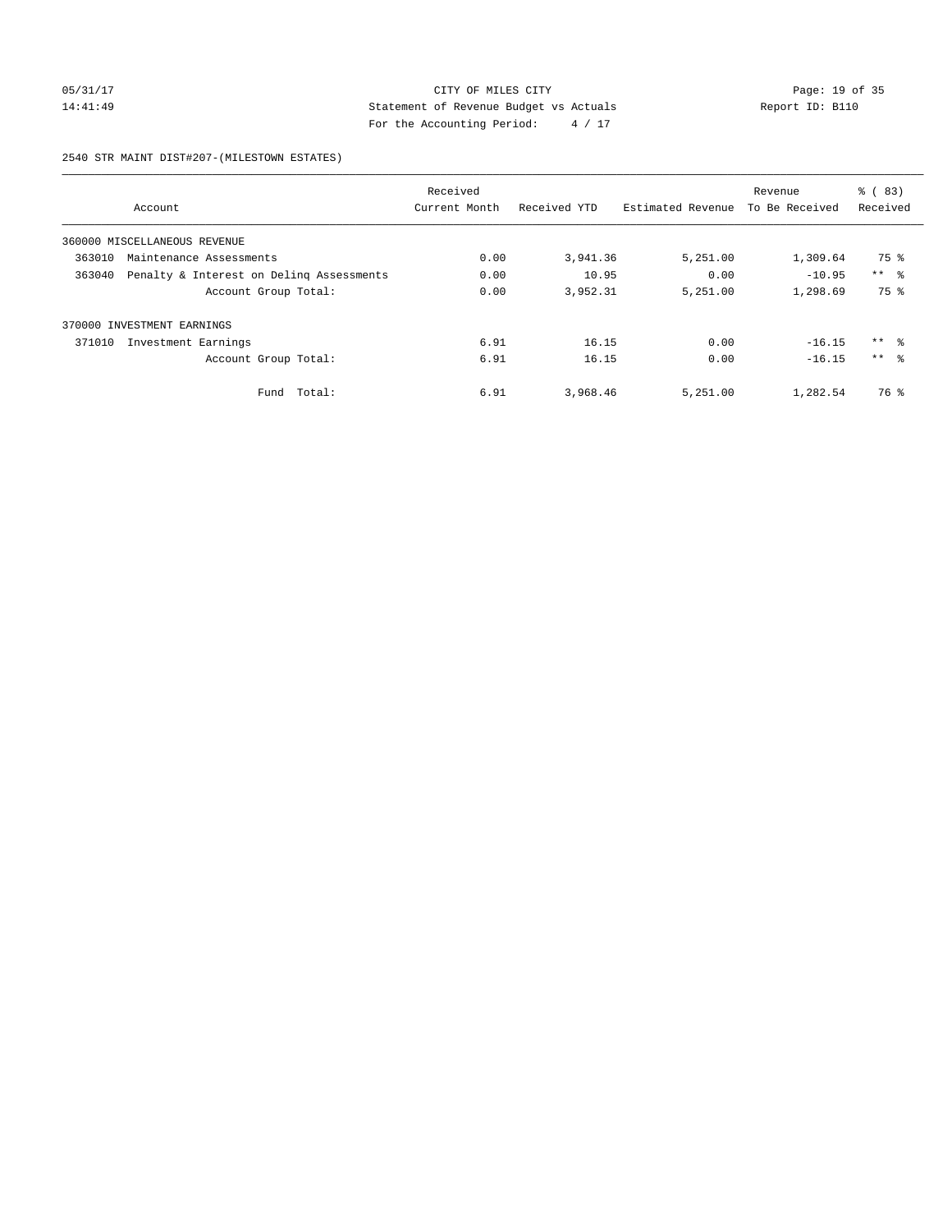CITY OF MILES CITY
Statement of Revenue Budget vs Actuals
For the Accounting Period: 4 / 17

05/31/17
14:41:49

Report ID: B110

2540 STR MAINT DIST#207-(MILESTOWN ESTATES)

| Account | Received Current Month | Received YTD | Estimated Revenue | Revenue To Be Received | % ( 83) Received |
|---|---|---|---|---|---|
| 360000 MISCELLANEOUS REVENUE | | | | | |
| 363010 Maintenance Assessments | 0.00 | 3,941.36 | 5,251.00 | 1,309.64 | 75 % |
| 363040 Penalty & Interest on Delinq Assessments | 0.00 | 10.95 | 0.00 | -10.95 | ** % |
| Account Group Total: | 0.00 | 3,952.31 | 5,251.00 | 1,298.69 | 75 % |
| 370000 INVESTMENT EARNINGS | | | | | |
| 371010 Investment Earnings | 6.91 | 16.15 | 0.00 | -16.15 | ** % |
| Account Group Total: | 6.91 | 16.15 | 0.00 | -16.15 | ** % |
| Fund Total: | 6.91 | 3,968.46 | 5,251.00 | 1,282.54 | 76 % |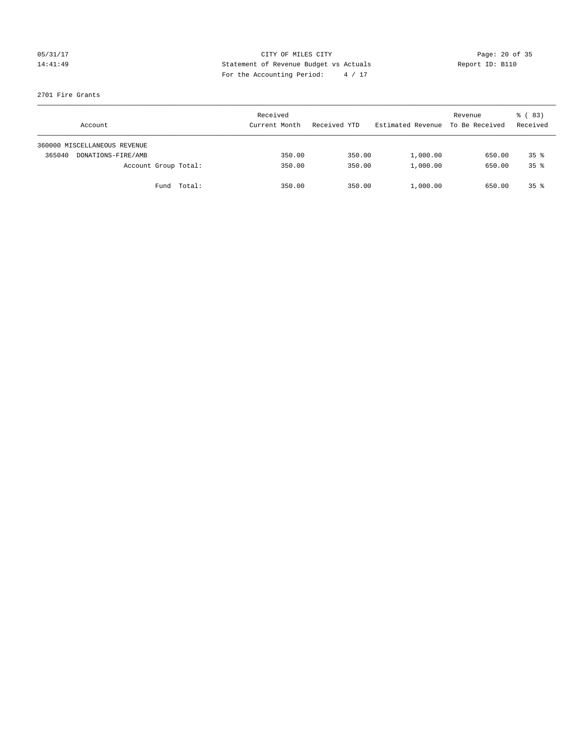CITY OF MILES CITY
Statement of Revenue Budget vs Actuals
For the Accounting Period: 4 / 17

05/31/17
14:41:49

Report ID: B110

2701 Fire Grants

| Account | Received Current Month | Received YTD | Estimated Revenue | Revenue To Be Received | % ( 83) Received |
|---|---|---|---|---|---|
| 360000 MISCELLANEOUS REVENUE | | | | | |
| 365040 DONATIONS-FIRE/AMB | 350.00 | 350.00 | 1,000.00 | 650.00 | 35 % |
| Account Group Total: | 350.00 | 350.00 | 1,000.00 | 650.00 | 35 % |
| Fund Total: | 350.00 | 350.00 | 1,000.00 | 650.00 | 35 % |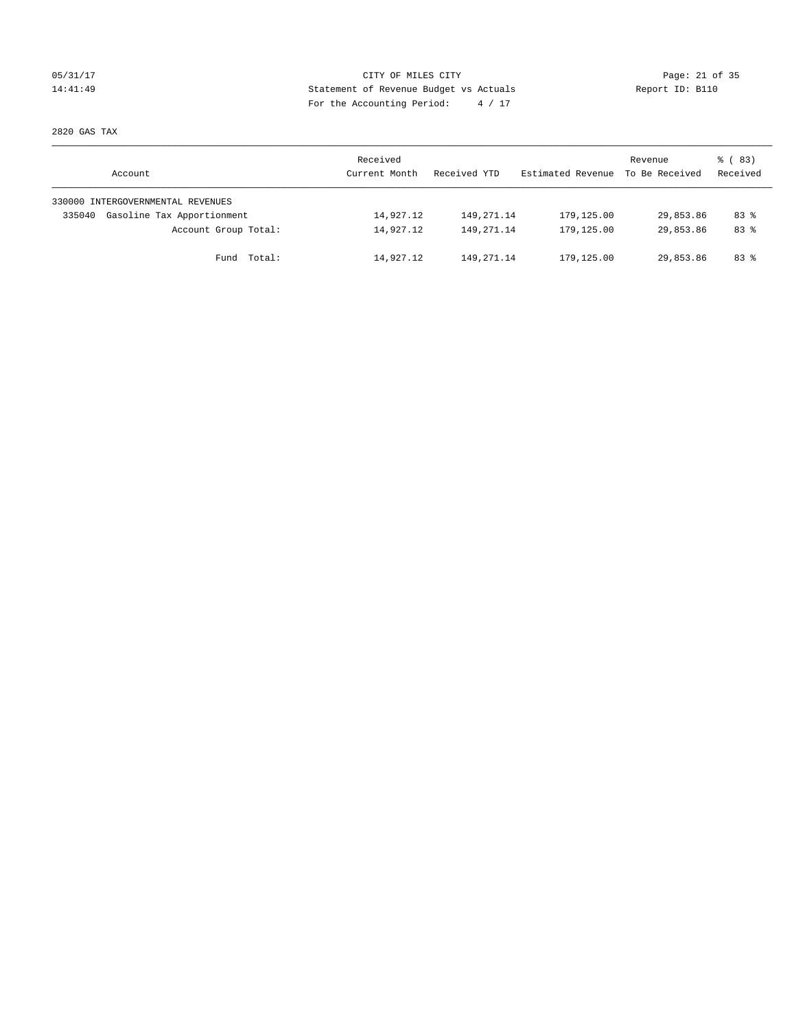CITY OF MILES CITY
Statement of Revenue Budget vs Actuals
For the Accounting Period: 4 / 17

05/31/17
14:41:49

Report ID: B110

2820 GAS TAX

| Account | Received Current Month | Received YTD | Estimated Revenue | Revenue To Be Received | % ( 83) Received |
|---|---|---|---|---|---|
| 330000 INTERGOVERNMENTAL REVENUES | | | | | |
| 335040 Gasoline Tax Apportionment | 14,927.12 | 149,271.14 | 179,125.00 | 29,853.86 | 83 % |
| Account Group Total: | 14,927.12 | 149,271.14 | 179,125.00 | 29,853.86 | 83 % |
| Fund Total: | 14,927.12 | 149,271.14 | 179,125.00 | 29,853.86 | 83 % |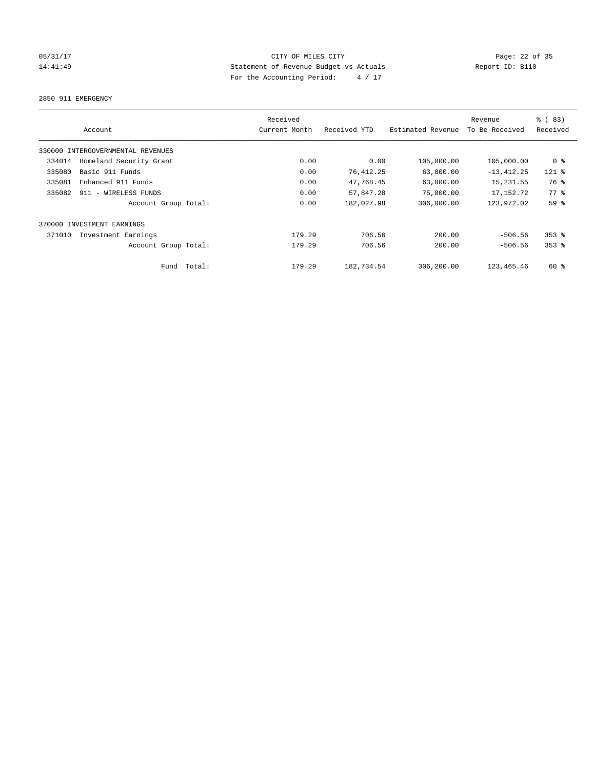05/31/17 CITY OF MILES CITY
14:41:49 Statement of Revenue Budget vs Actuals Report ID: B110
For the Accounting Period: 4 / 17

2850 911 EMERGENCY

| Account | Received Current Month | Received YTD | Estimated Revenue | Revenue To Be Received | % ( 83) Received |
|---|---|---|---|---|---|
| 330000 INTERGOVERNMENTAL REVENUES | | | | | |
| 334014 Homeland Security Grant | 0.00 | 0.00 | 105,000.00 | 105,000.00 | 0 % |
| 335080 Basic 911 Funds | 0.00 | 76,412.25 | 63,000.00 | -13,412.25 | 121 % |
| 335081 Enhanced 911 Funds | 0.00 | 47,768.45 | 63,000.00 | 15,231.55 | 76 % |
| 335082 911 - WIRELESS FUNDS | 0.00 | 57,847.28 | 75,000.00 | 17,152.72 | 77 % |
| Account Group Total: | 0.00 | 182,027.98 | 306,000.00 | 123,972.02 | 59 % |
| 370000 INVESTMENT EARNINGS | | | | | |
| 371010 Investment Earnings | 179.29 | 706.56 | 200.00 | -506.56 | 353 % |
| Account Group Total: | 179.29 | 706.56 | 200.00 | -506.56 | 353 % |
| Fund Total: | 179.29 | 182,734.54 | 306,200.00 | 123,465.46 | 60 % |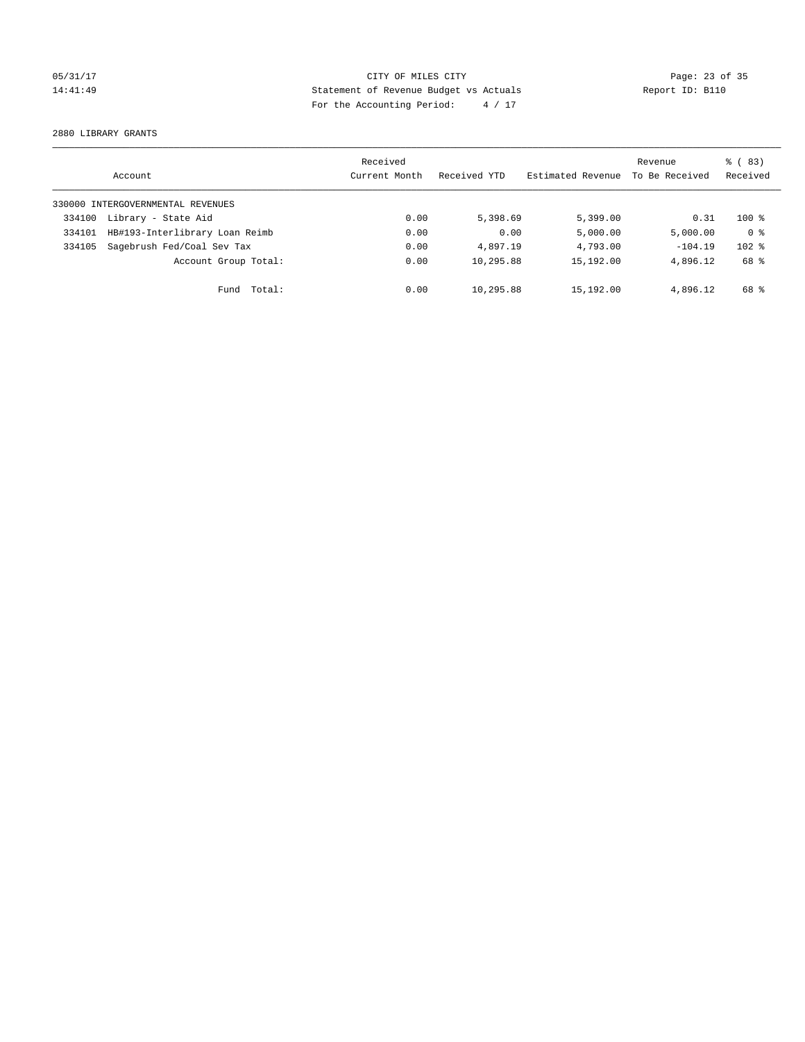CITY OF MILES CITY
Statement of Revenue Budget vs Actuals
For the Accounting Period: 4 / 17

05/31/17
14:41:49

Report ID: B110

2880 LIBRARY GRANTS

| Account | | Received Current Month | Received YTD | Estimated Revenue | Revenue To Be Received | % ( 83) Received |
|---|---|---|---|---|---|---|
| 330000 INTERGOVERNMENTAL REVENUES | | | | | | |
| 334100 | Library - State Aid | 0.00 | 5,398.69 | 5,399.00 | 0.31 | 100 % |
| 334101 | HB#193-Interlibrary Loan Reimb | 0.00 | 0.00 | 5,000.00 | 5,000.00 | 0 % |
| 334105 | Sagebrush Fed/Coal Sev Tax | 0.00 | 4,897.19 | 4,793.00 | -104.19 | 102 % |
| | Account Group Total: | 0.00 | 10,295.88 | 15,192.00 | 4,896.12 | 68 % |
| | Fund Total: | 0.00 | 10,295.88 | 15,192.00 | 4,896.12 | 68 % |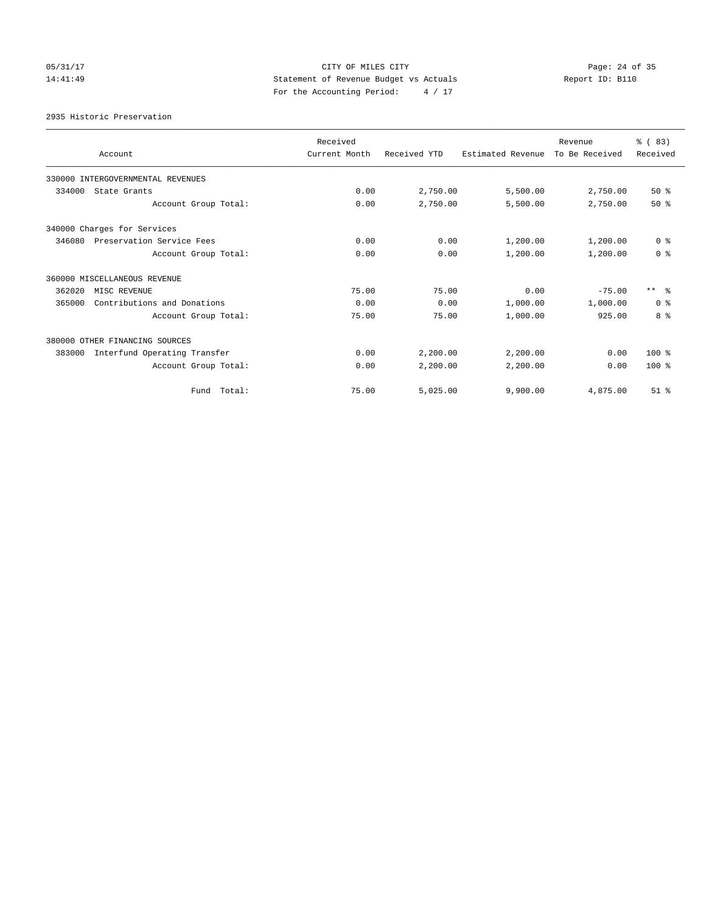CITY OF MILES CITY
Statement of Revenue Budget vs Actuals
For the Accounting Period: 4 / 17

05/31/17
14:41:49

Report ID: B110

2935 Historic Preservation

| Account | Received Current Month | Received YTD | Estimated Revenue | Revenue To Be Received | % ( 83) Received |
|---|---|---|---|---|---|
| 330000 INTERGOVERNMENTAL REVENUES | | | | | |
| 334000 State Grants | 0.00 | 2,750.00 | 5,500.00 | 2,750.00 | 50 % |
| Account Group Total: | 0.00 | 2,750.00 | 5,500.00 | 2,750.00 | 50 % |
| 340000 Charges for Services | | | | | |
| 346080 Preservation Service Fees | 0.00 | 0.00 | 1,200.00 | 1,200.00 | 0 % |
| Account Group Total: | 0.00 | 0.00 | 1,200.00 | 1,200.00 | 0 % |
| 360000 MISCELLANEOUS REVENUE | | | | | |
| 362020 MISC REVENUE | 75.00 | 75.00 | 0.00 | -75.00 | ** % |
| 365000 Contributions and Donations | 0.00 | 0.00 | 1,000.00 | 1,000.00 | 0 % |
| Account Group Total: | 75.00 | 75.00 | 1,000.00 | 925.00 | 8 % |
| 380000 OTHER FINANCING SOURCES | | | | | |
| 383000 Interfund Operating Transfer | 0.00 | 2,200.00 | 2,200.00 | 0.00 | 100 % |
| Account Group Total: | 0.00 | 2,200.00 | 2,200.00 | 0.00 | 100 % |
| Fund Total: | 75.00 | 5,025.00 | 9,900.00 | 4,875.00 | 51 % |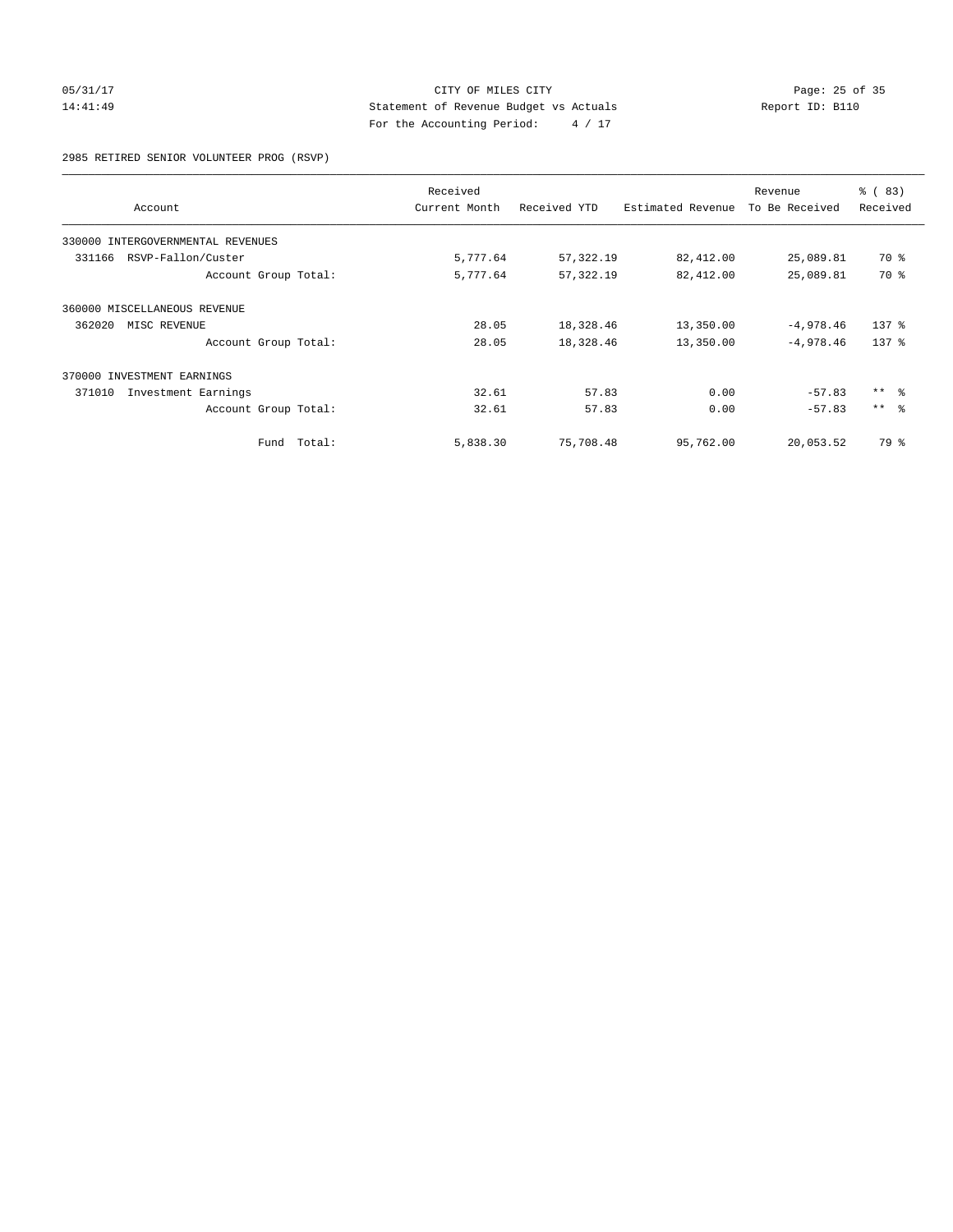CITY OF MILES CITY
Statement of Revenue Budget vs Actuals
For the Accounting Period: 4 / 17

05/31/17
14:41:49

Report ID: B110

2985 RETIRED SENIOR VOLUNTEER PROG (RSVP)

| Account | Received Current Month | Received YTD | Estimated Revenue | Revenue To Be Received | % ( 83) Received |
|---|---|---|---|---|---|
| 330000 INTERGOVERNMENTAL REVENUES | | | | | |
| 331166 RSVP-Fallon/Custer | 5,777.64 | 57,322.19 | 82,412.00 | 25,089.81 | 70 % |
| Account Group Total: | 5,777.64 | 57,322.19 | 82,412.00 | 25,089.81 | 70 % |
| 360000 MISCELLANEOUS REVENUE | | | | | |
| 362020 MISC REVENUE | 28.05 | 18,328.46 | 13,350.00 | -4,978.46 | 137 % |
| Account Group Total: | 28.05 | 18,328.46 | 13,350.00 | -4,978.46 | 137 % |
| 370000 INVESTMENT EARNINGS | | | | | |
| 371010 Investment Earnings | 32.61 | 57.83 | 0.00 | -57.83 | ** % |
| Account Group Total: | 32.61 | 57.83 | 0.00 | -57.83 | ** % |
| Fund Total: | 5,838.30 | 75,708.48 | 95,762.00 | 20,053.52 | 79 % |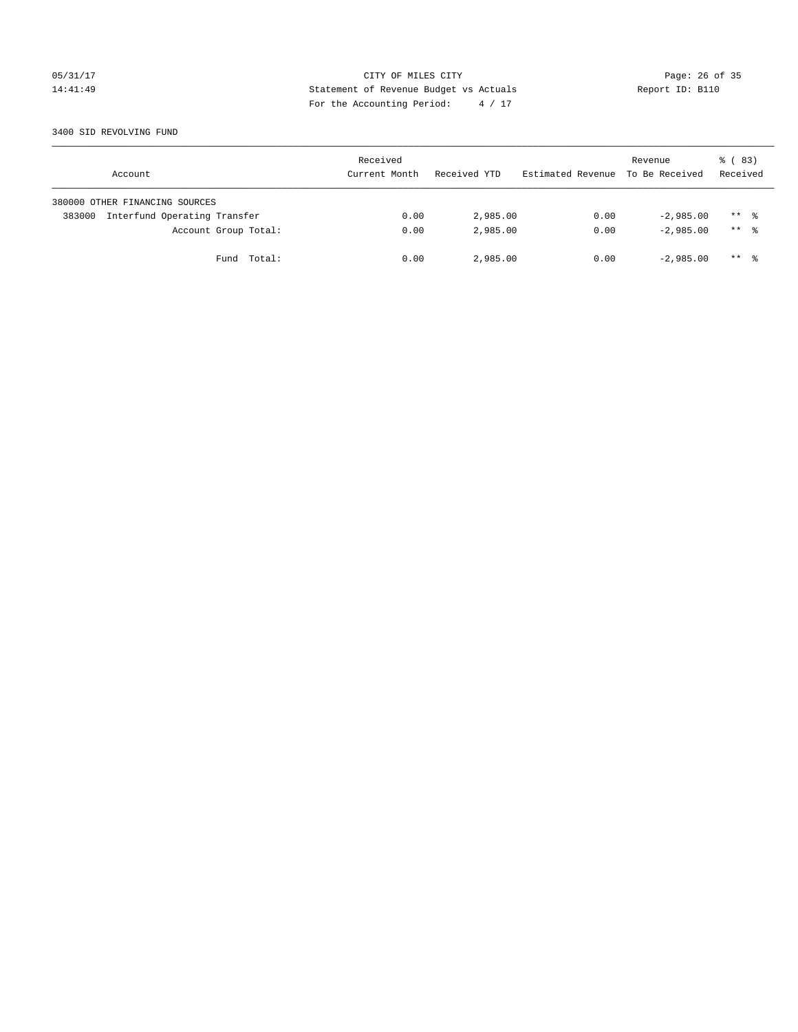CITY OF MILES CITY

Statement of Revenue Budget vs Actuals

For the Accounting Period: 4 / 17

05/31/17 14:41:49 Report ID: B110

3400 SID REVOLVING FUND

| Account | Received Current Month | Received YTD | Estimated Revenue | Revenue To Be Received | % ( 83) Received |
|---|---|---|---|---|---|
| 380000 OTHER FINANCING SOURCES | | | | | |
| 383000 Interfund Operating Transfer | 0.00 | 2,985.00 | 0.00 | -2,985.00 | ** % |
| Account Group Total: | 0.00 | 2,985.00 | 0.00 | -2,985.00 | ** % |
| Fund Total: | 0.00 | 2,985.00 | 0.00 | -2,985.00 | ** % |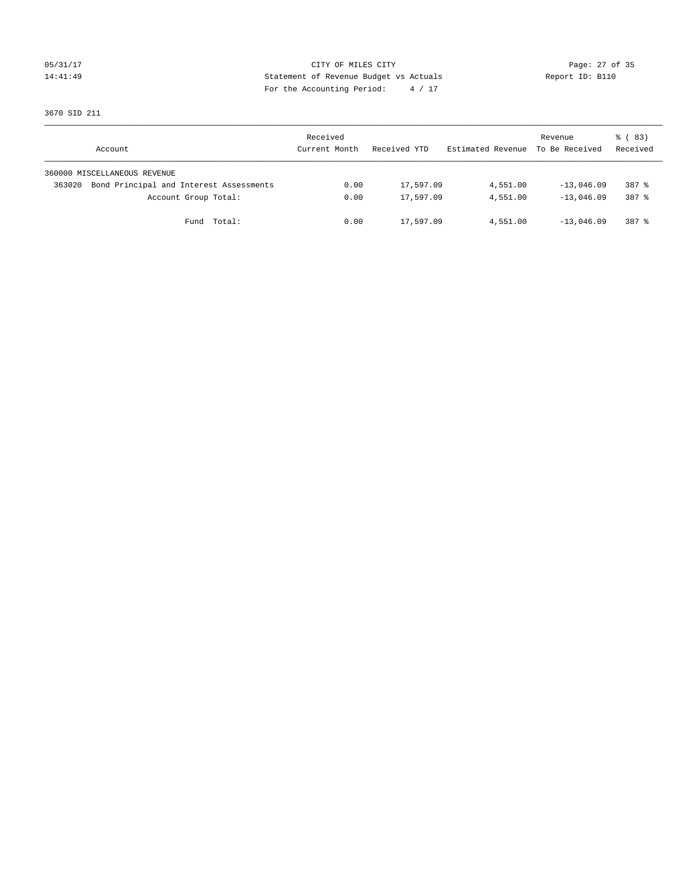CITY OF MILES CITY
Statement of Revenue Budget vs Actuals
For the Accounting Period: 4 / 17

05/31/17
14:41:49

Report ID: B110

3670 SID 211

| Account | Received Current Month | Received YTD | Estimated Revenue | Revenue To Be Received | % ( 83) Received |
|---|---|---|---|---|---|
| 360000 MISCELLANEOUS REVENUE | | | | | |
| 363020 Bond Principal and Interest Assessments | 0.00 | 17,597.09 | 4,551.00 | -13,046.09 | 387 % |
| Account Group Total: | 0.00 | 17,597.09 | 4,551.00 | -13,046.09 | 387 % |
| Fund Total: | 0.00 | 17,597.09 | 4,551.00 | -13,046.09 | 387 % |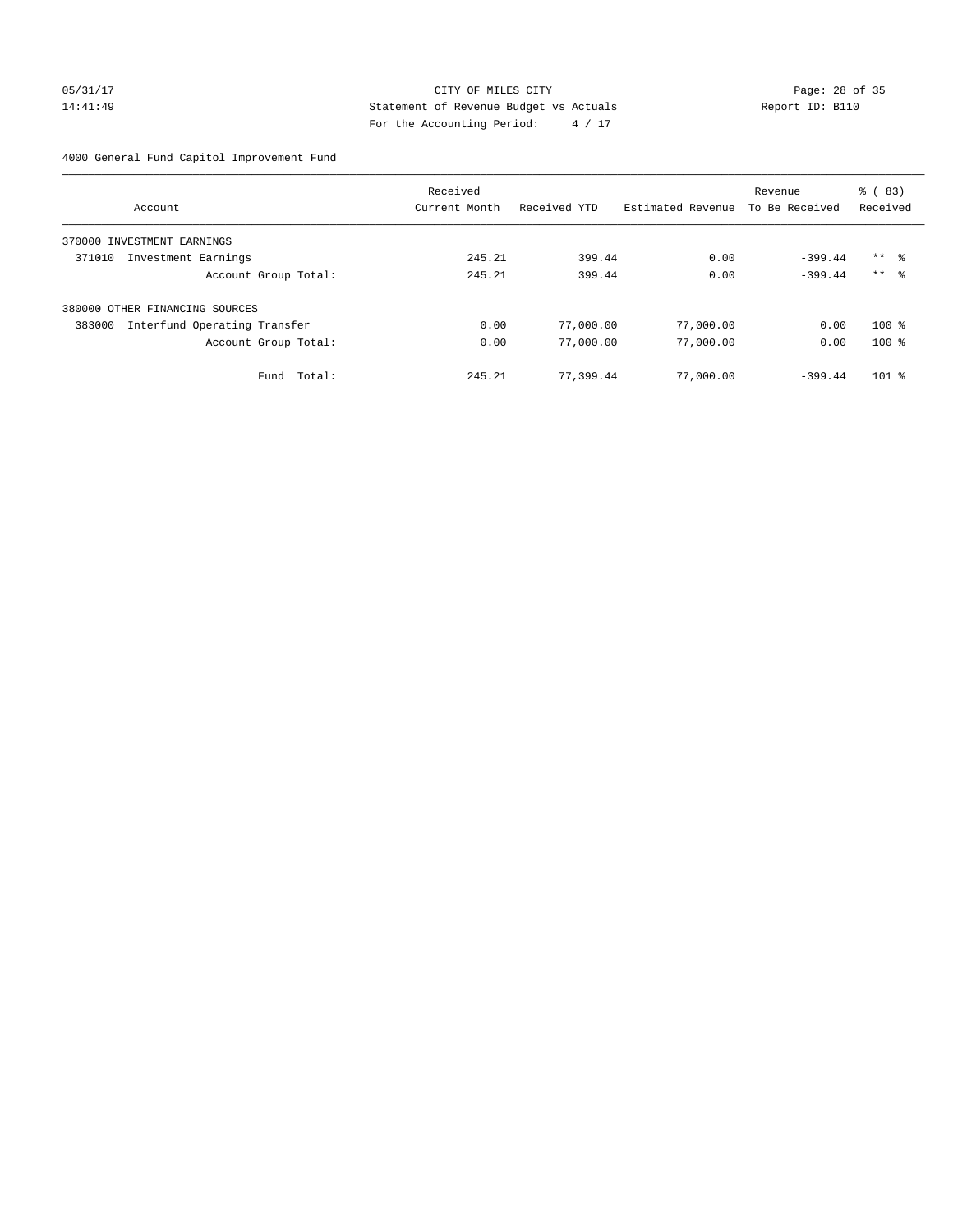CITY OF MILES CITY

Statement of Revenue Budget vs Actuals

For the Accounting Period: 4 / 17

05/31/17 14:41:49 Report ID: B110

4000 General Fund Capitol Improvement Fund

| Account | Received Current Month | Received YTD | Estimated Revenue | Revenue To Be Received | % ( 83) Received |
|---|---|---|---|---|---|
| 370000 INVESTMENT EARNINGS | | | | | |
| 371010 Investment Earnings | 245.21 | 399.44 | 0.00 | -399.44 | ** % |
| Account Group Total: | 245.21 | 399.44 | 0.00 | -399.44 | ** % |
| 380000 OTHER FINANCING SOURCES | | | | | |
| 383000 Interfund Operating Transfer | 0.00 | 77,000.00 | 77,000.00 | 0.00 | 100 % |
| Account Group Total: | 0.00 | 77,000.00 | 77,000.00 | 0.00 | 100 % |
| Fund Total: | 245.21 | 77,399.44 | 77,000.00 | -399.44 | 101 % |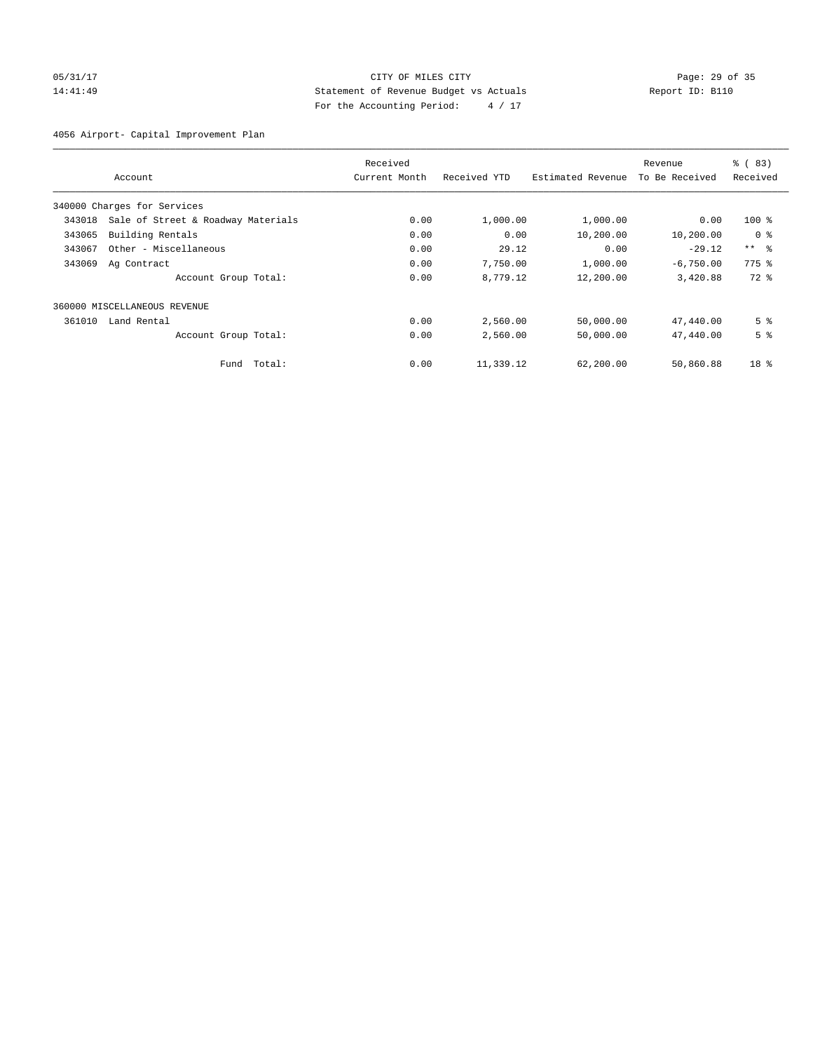CITY OF MILES CITY
Statement of Revenue Budget vs Actuals
For the Accounting Period: 4 / 17

05/31/17
14:41:49

Report ID: B110

## 4056 Airport- Capital Improvement Plan

| Account | | Received Current Month | Received YTD | Estimated Revenue | Revenue To Be Received | % ( 83) Received |
|---|---|---|---|---|---|---|
| 340000 Charges for Services | | | | | | |
| 343018 | Sale of Street & Roadway Materials | 0.00 | 1,000.00 | 1,000.00 | 0.00 | 100 % |
| 343065 | Building Rentals | 0.00 | 0.00 | 10,200.00 | 10,200.00 | 0 % |
| 343067 | Other - Miscellaneous | 0.00 | 29.12 | 0.00 | -29.12 | ** % |
| 343069 | Ag Contract | 0.00 | 7,750.00 | 1,000.00 | -6,750.00 | 775 % |
| | Account Group Total: | 0.00 | 8,779.12 | 12,200.00 | 3,420.88 | 72 % |
| 360000 MISCELLANEOUS REVENUE | | | | | | |
| 361010 | Land Rental | 0.00 | 2,560.00 | 50,000.00 | 47,440.00 | 5 % |
| | Account Group Total: | 0.00 | 2,560.00 | 50,000.00 | 47,440.00 | 5 % |
| | Fund Total: | 0.00 | 11,339.12 | 62,200.00 | 50,860.88 | 18 % |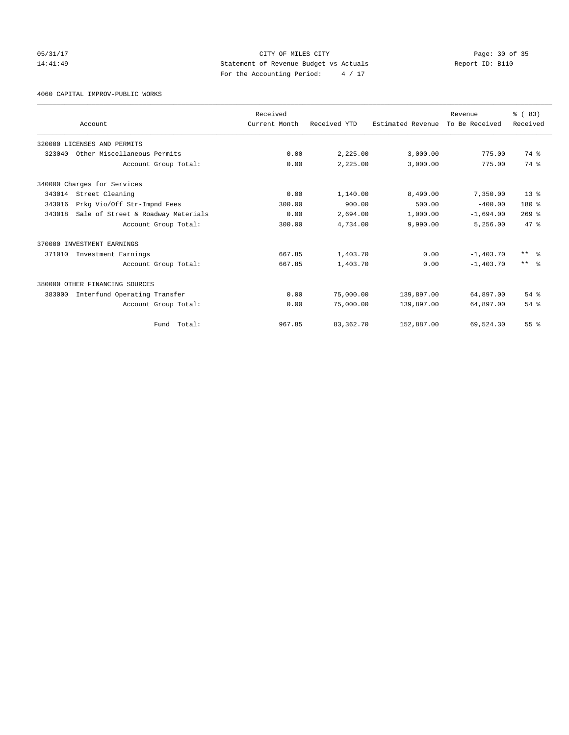CITY OF MILES CITY

Statement of Revenue Budget vs Actuals

For the Accounting Period: 4 / 17

05/31/17
14:41:49

Report ID: B110

4060 CAPITAL IMPROV-PUBLIC WORKS

| Account | Received Current Month | Received YTD | Estimated Revenue | Revenue To Be Received | % ( 83) Received |
|---|---|---|---|---|---|
| 320000 LICENSES AND PERMITS | | | | | |
| 323040 Other Miscellaneous Permits | 0.00 | 2,225.00 | 3,000.00 | 775.00 | 74 % |
| Account Group Total: | 0.00 | 2,225.00 | 3,000.00 | 775.00 | 74 % |
| 340000 Charges for Services | | | | | |
| 343014 Street Cleaning | 0.00 | 1,140.00 | 8,490.00 | 7,350.00 | 13 % |
| 343016 Prkg Vio/Off Str-Impnd Fees | 300.00 | 900.00 | 500.00 | -400.00 | 180 % |
| 343018 Sale of Street & Roadway Materials | 0.00 | 2,694.00 | 1,000.00 | -1,694.00 | 269 % |
| Account Group Total: | 300.00 | 4,734.00 | 9,990.00 | 5,256.00 | 47 % |
| 370000 INVESTMENT EARNINGS | | | | | |
| 371010 Investment Earnings | 667.85 | 1,403.70 | 0.00 | -1,403.70 | ** % |
| Account Group Total: | 667.85 | 1,403.70 | 0.00 | -1,403.70 | ** % |
| 380000 OTHER FINANCING SOURCES | | | | | |
| 383000 Interfund Operating Transfer | 0.00 | 75,000.00 | 139,897.00 | 64,897.00 | 54 % |
| Account Group Total: | 0.00 | 75,000.00 | 139,897.00 | 64,897.00 | 54 % |
| Fund Total: | 967.85 | 83,362.70 | 152,887.00 | 69,524.30 | 55 % |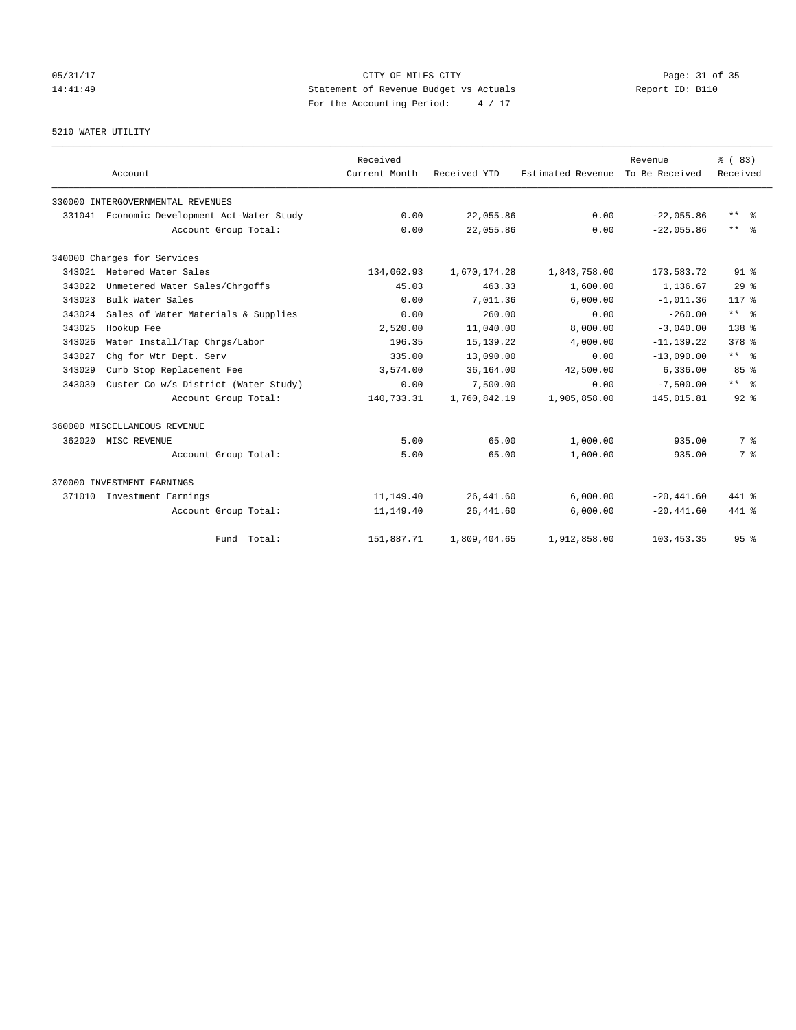05/31/17 CITY OF MILES CITY
14:41:49 Statement of Revenue Budget vs Actuals Report ID: B110
For the Accounting Period: 4 / 17

5210 WATER UTILITY

| Account | Received Current Month | Received YTD | Estimated Revenue | Revenue To Be Received | % ( 83) Received |
|---|---|---|---|---|---|
| 330000 INTERGOVERNMENTAL REVENUES | | | | | |
| 331041 Economic Development Act-Water Study | 0.00 | 22,055.86 | 0.00 | -22,055.86 | ** % |
| Account Group Total: | 0.00 | 22,055.86 | 0.00 | -22,055.86 | ** % |
| 340000 Charges for Services | | | | | |
| 343021 Metered Water Sales | 134,062.93 | 1,670,174.28 | 1,843,758.00 | 173,583.72 | 91 % |
| 343022 Unmetered Water Sales/Chrgoffs | 45.03 | 463.33 | 1,600.00 | 1,136.67 | 29 % |
| 343023 Bulk Water Sales | 0.00 | 7,011.36 | 6,000.00 | -1,011.36 | 117 % |
| 343024 Sales of Water Materials & Supplies | 0.00 | 260.00 | 0.00 | -260.00 | ** % |
| 343025 Hookup Fee | 2,520.00 | 11,040.00 | 8,000.00 | -3,040.00 | 138 % |
| 343026 Water Install/Tap Chrgs/Labor | 196.35 | 15,139.22 | 4,000.00 | -11,139.22 | 378 % |
| 343027 Chg for Wtr Dept. Serv | 335.00 | 13,090.00 | 0.00 | -13,090.00 | ** % |
| 343029 Curb Stop Replacement Fee | 3,574.00 | 36,164.00 | 42,500.00 | 6,336.00 | 85 % |
| 343039 Custer Co w/s District (Water Study) | 0.00 | 7,500.00 | 0.00 | -7,500.00 | ** % |
| Account Group Total: | 140,733.31 | 1,760,842.19 | 1,905,858.00 | 145,015.81 | 92 % |
| 360000 MISCELLANEOUS REVENUE | | | | | |
| 362020 MISC REVENUE | 5.00 | 65.00 | 1,000.00 | 935.00 | 7 % |
| Account Group Total: | 5.00 | 65.00 | 1,000.00 | 935.00 | 7 % |
| 370000 INVESTMENT EARNINGS | | | | | |
| 371010 Investment Earnings | 11,149.40 | 26,441.60 | 6,000.00 | -20,441.60 | 441 % |
| Account Group Total: | 11,149.40 | 26,441.60 | 6,000.00 | -20,441.60 | 441 % |
| Fund Total: | 151,887.71 | 1,809,404.65 | 1,912,858.00 | 103,453.35 | 95 % |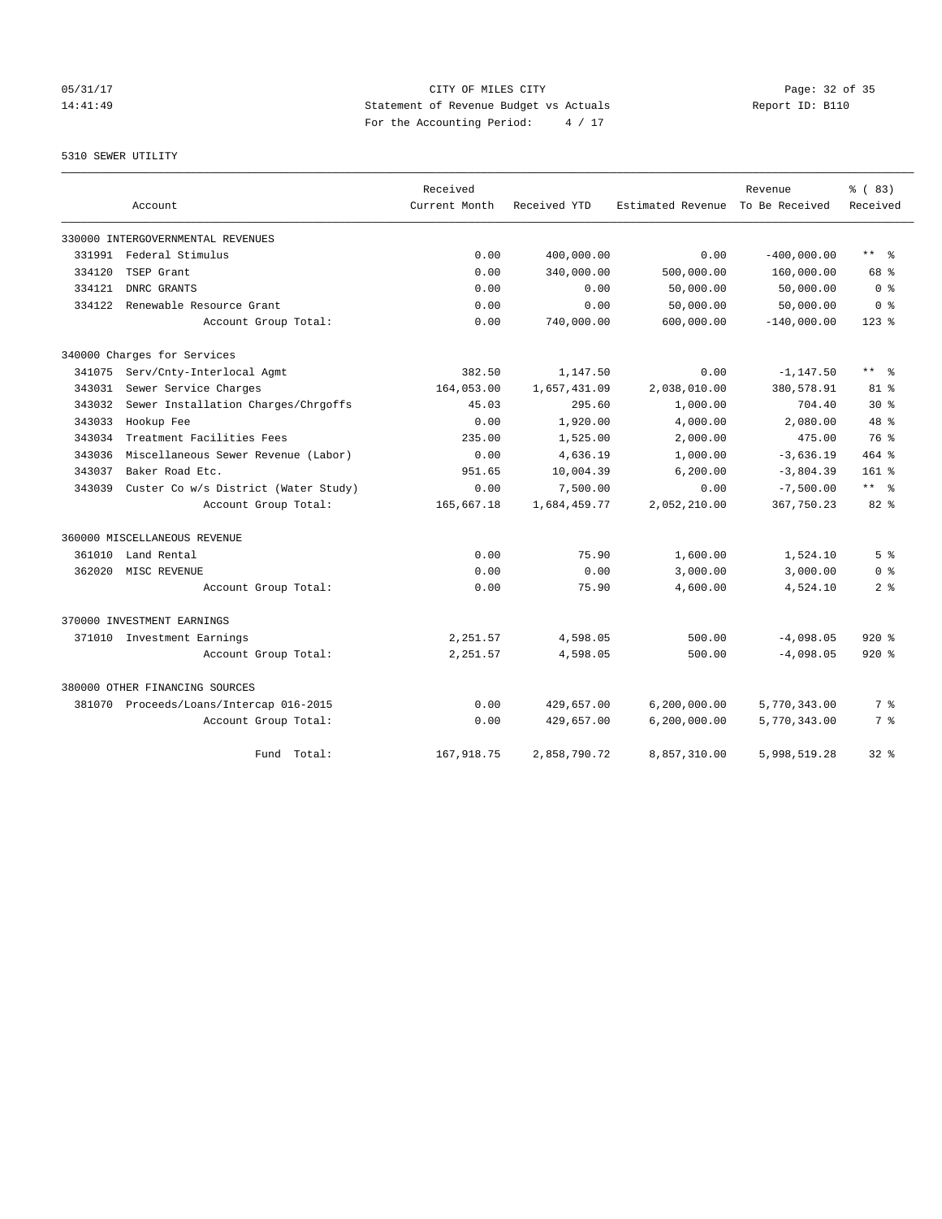CITY OF MILES CITY
Statement of Revenue Budget vs Actuals
For the Accounting Period: 4 / 17

05/31/17
14:41:49

Report ID: B110

5310 SEWER UTILITY

| Account | | Received Current Month | Received YTD | Estimated Revenue | Revenue To Be Received | % ( 83) Received |
|---|---|---|---|---|---|---|
| 330000 INTERGOVERNMENTAL REVENUES | | | | | | |
| 331991 | Federal Stimulus | 0.00 | 400,000.00 | 0.00 | -400,000.00 | ** % |
| 334120 | TSEP Grant | 0.00 | 340,000.00 | 500,000.00 | 160,000.00 | 68 % |
| 334121 | DNRC GRANTS | 0.00 | 0.00 | 50,000.00 | 50,000.00 | 0 % |
| 334122 | Renewable Resource Grant | 0.00 | 0.00 | 50,000.00 | 50,000.00 | 0 % |
| | Account Group Total: | 0.00 | 740,000.00 | 600,000.00 | -140,000.00 | 123 % |
| 340000 Charges for Services | | | | | | |
| 341075 | Serv/Cnty-Interlocal Agmt | 382.50 | 1,147.50 | 0.00 | -1,147.50 | ** % |
| 343031 | Sewer Service Charges | 164,053.00 | 1,657,431.09 | 2,038,010.00 | 380,578.91 | 81 % |
| 343032 | Sewer Installation Charges/Chrgoffs | 45.03 | 295.60 | 1,000.00 | 704.40 | 30 % |
| 343033 | Hookup Fee | 0.00 | 1,920.00 | 4,000.00 | 2,080.00 | 48 % |
| 343034 | Treatment Facilities Fees | 235.00 | 1,525.00 | 2,000.00 | 475.00 | 76 % |
| 343036 | Miscellaneous Sewer Revenue (Labor) | 0.00 | 4,636.19 | 1,000.00 | -3,636.19 | 464 % |
| 343037 | Baker Road Etc. | 951.65 | 10,004.39 | 6,200.00 | -3,804.39 | 161 % |
| 343039 | Custer Co w/s District (Water Study) | 0.00 | 7,500.00 | 0.00 | -7,500.00 | ** % |
| | Account Group Total: | 165,667.18 | 1,684,459.77 | 2,052,210.00 | 367,750.23 | 82 % |
| 360000 MISCELLANEOUS REVENUE | | | | | | |
| 361010 | Land Rental | 0.00 | 75.90 | 1,600.00 | 1,524.10 | 5 % |
| 362020 | MISC REVENUE | 0.00 | 0.00 | 3,000.00 | 3,000.00 | 0 % |
| | Account Group Total: | 0.00 | 75.90 | 4,600.00 | 4,524.10 | 2 % |
| 370000 INVESTMENT EARNINGS | | | | | | |
| 371010 | Investment Earnings | 2,251.57 | 4,598.05 | 500.00 | -4,098.05 | 920 % |
| | Account Group Total: | 2,251.57 | 4,598.05 | 500.00 | -4,098.05 | 920 % |
| 380000 OTHER FINANCING SOURCES | | | | | | |
| 381070 | Proceeds/Loans/Intercap 016-2015 | 0.00 | 429,657.00 | 6,200,000.00 | 5,770,343.00 | 7 % |
| | Account Group Total: | 0.00 | 429,657.00 | 6,200,000.00 | 5,770,343.00 | 7 % |
| | Fund Total: | 167,918.75 | 2,858,790.72 | 8,857,310.00 | 5,998,519.28 | 32 % |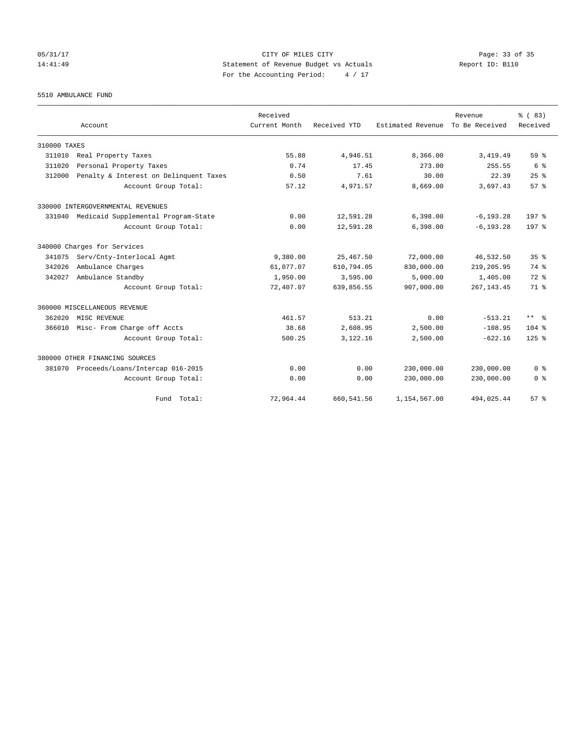CITY OF MILES CITY
Statement of Revenue Budget vs Actuals
For the Accounting Period: 4 / 17

05/31/17
14:41:49

Report ID: B110

5510 AMBULANCE FUND

| Account | Received Current Month | Received YTD | Estimated Revenue | Revenue To Be Received | % ( 83) Received |
|---|---|---|---|---|---|
| 310000 TAXES | | | | | |
| 311010 Real Property Taxes | 55.88 | 4,946.51 | 8,366.00 | 3,419.49 | 59 % |
| 311020 Personal Property Taxes | 0.74 | 17.45 | 273.00 | 255.55 | 6 % |
| 312000 Penalty & Interest on Delinquent Taxes | 0.50 | 7.61 | 30.00 | 22.39 | 25 % |
| Account Group Total: | 57.12 | 4,971.57 | 8,669.00 | 3,697.43 | 57 % |
| 330000 INTERGOVERNMENTAL REVENUES | | | | | |
| 331040 Medicaid Supplemental Program-State | 0.00 | 12,591.28 | 6,398.00 | -6,193.28 | 197 % |
| Account Group Total: | 0.00 | 12,591.28 | 6,398.00 | -6,193.28 | 197 % |
| 340000 Charges for Services | | | | | |
| 341075 Serv/Cnty-Interlocal Agmt | 9,380.00 | 25,467.50 | 72,000.00 | 46,532.50 | 35 % |
| 342026 Ambulance Charges | 61,077.07 | 610,794.05 | 830,000.00 | 219,205.95 | 74 % |
| 342027 Ambulance Standby | 1,950.00 | 3,595.00 | 5,000.00 | 1,405.00 | 72 % |
| Account Group Total: | 72,407.07 | 639,856.55 | 907,000.00 | 267,143.45 | 71 % |
| 360000 MISCELLANEOUS REVENUE | | | | | |
| 362020 MISC REVENUE | 461.57 | 513.21 | 0.00 | -513.21 | ** % |
| 366010 Misc- From Charge off Accts | 38.68 | 2,608.95 | 2,500.00 | -108.95 | 104 % |
| Account Group Total: | 500.25 | 3,122.16 | 2,500.00 | -622.16 | 125 % |
| 380000 OTHER FINANCING SOURCES | | | | | |
| 381070 Proceeds/Loans/Intercap 016-2015 | 0.00 | 0.00 | 230,000.00 | 230,000.00 | 0 % |
| Account Group Total: | 0.00 | 0.00 | 230,000.00 | 230,000.00 | 0 % |
| Fund Total: | 72,964.44 | 660,541.56 | 1,154,567.00 | 494,025.44 | 57 % |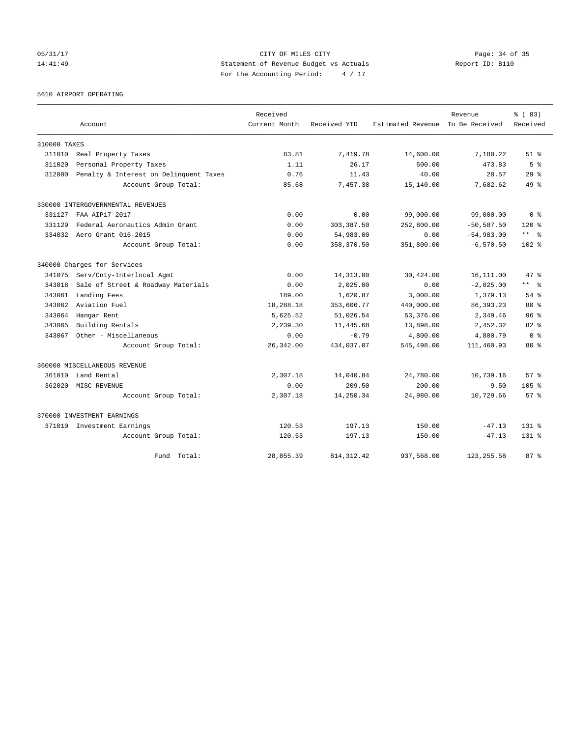CITY OF MILES CITY
Statement of Revenue Budget vs Actuals
For the Accounting Period: 4 / 17

05/31/17
14:41:49

Report ID: B110

5610 AIRPORT OPERATING

| Account | Received Current Month | Received YTD | Estimated Revenue | Revenue To Be Received | % ( 83) Received |
|---|---|---|---|---|---|
| 310000 TAXES | | | | | |
| 311010 Real Property Taxes | 83.81 | 7,419.78 | 14,600.00 | 7,180.22 | 51 % |
| 311020 Personal Property Taxes | 1.11 | 26.17 | 500.00 | 473.83 | 5 % |
| 312000 Penalty & Interest on Delinquent Taxes | 0.76 | 11.43 | 40.00 | 28.57 | 29 % |
| Account Group Total: | 85.68 | 7,457.38 | 15,140.00 | 7,682.62 | 49 % |
| 330000 INTERGOVERNMENTAL REVENUES | | | | | |
| 331127 FAA AIP17-2017 | 0.00 | 0.00 | 99,000.00 | 99,000.00 | 0 % |
| 331129 Federal Aeronautics Admin Grant | 0.00 | 303,387.50 | 252,800.00 | -50,587.50 | 120 % |
| 334032 Aero Grant 016-2015 | 0.00 | 54,983.00 | 0.00 | -54,983.00 | ** % |
| Account Group Total: | 0.00 | 358,370.50 | 351,800.00 | -6,570.50 | 102 % |
| 340000 Charges for Services | | | | | |
| 341075 Serv/Cnty-Interlocal Agmt | 0.00 | 14,313.00 | 30,424.00 | 16,111.00 | 47 % |
| 343018 Sale of Street & Roadway Materials | 0.00 | 2,025.00 | 0.00 | -2,025.00 | ** % |
| 343061 Landing Fees | 189.00 | 1,620.87 | 3,000.00 | 1,379.13 | 54 % |
| 343062 Aviation Fuel | 18,288.18 | 353,606.77 | 440,000.00 | 86,393.23 | 80 % |
| 343064 Hangar Rent | 5,625.52 | 51,026.54 | 53,376.00 | 2,349.46 | 96 % |
| 343065 Building Rentals | 2,239.30 | 11,445.68 | 13,898.00 | 2,452.32 | 82 % |
| 343067 Other - Miscellaneous | 0.00 | -0.79 | 4,800.00 | 4,800.79 | 0 % |
| Account Group Total: | 26,342.00 | 434,037.07 | 545,498.00 | 111,460.93 | 80 % |
| 360000 MISCELLANEOUS REVENUE | | | | | |
| 361010 Land Rental | 2,307.18 | 14,040.84 | 24,780.00 | 10,739.16 | 57 % |
| 362020 MISC REVENUE | 0.00 | 209.50 | 200.00 | -9.50 | 105 % |
| Account Group Total: | 2,307.18 | 14,250.34 | 24,980.00 | 10,729.66 | 57 % |
| 370000 INVESTMENT EARNINGS | | | | | |
| 371010 Investment Earnings | 120.53 | 197.13 | 150.00 | -47.13 | 131 % |
| Account Group Total: | 120.53 | 197.13 | 150.00 | -47.13 | 131 % |
| Fund Total: | 28,855.39 | 814,312.42 | 937,568.00 | 123,255.58 | 87 % |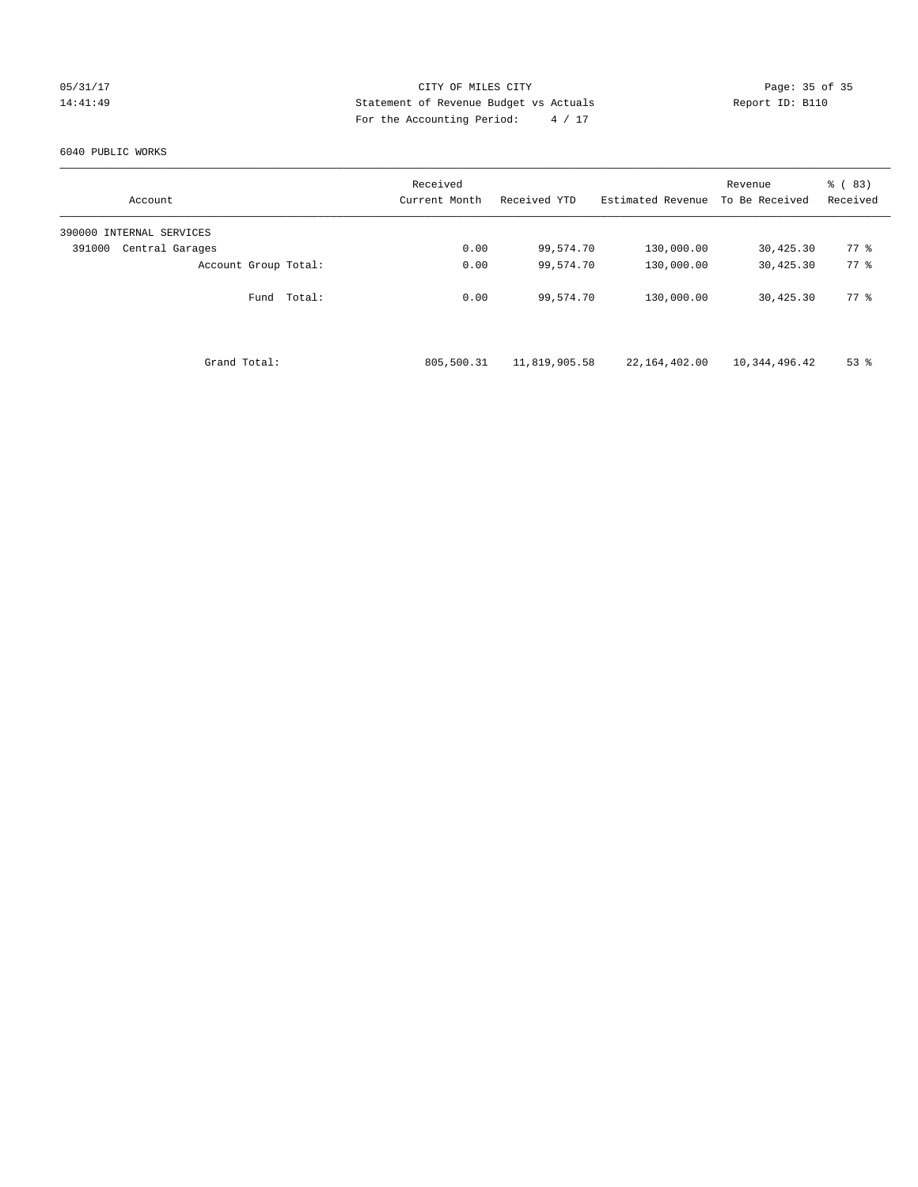CITY OF MILES CITY
Statement of Revenue Budget vs Actuals
For the Accounting Period: 4 / 17

05/31/17
14:41:49

Report ID: B110

6040 PUBLIC WORKS

| Account | Received Current Month | Received YTD | Estimated Revenue | Revenue To Be Received | % ( 83) Received |
|---|---|---|---|---|---|
| 390000 INTERNAL SERVICES | | | | | |
| 391000 Central Garages | 0.00 | 99,574.70 | 130,000.00 | 30,425.30 | 77 % |
| Account Group Total: | 0.00 | 99,574.70 | 130,000.00 | 30,425.30 | 77 % |
| Fund Total: | 0.00 | 99,574.70 | 130,000.00 | 30,425.30 | 77 % |
| Grand Total: | 805,500.31 | 11,819,905.58 | 22,164,402.00 | 10,344,496.42 | 53 % |